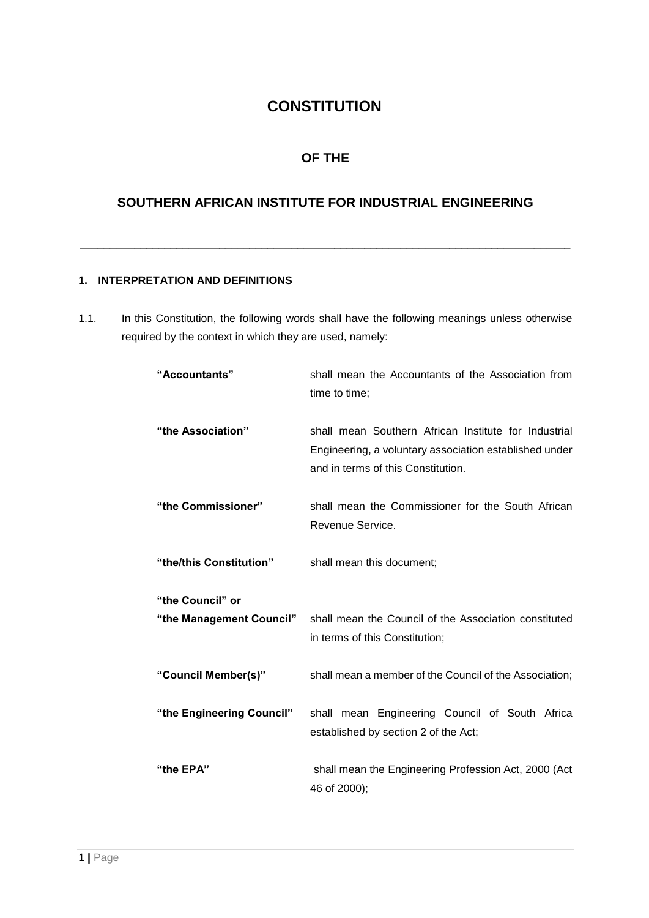# CONSTITUTION

## OF THE

## SOUTHERN AFRICAN INSTITUTE FOR INDUSTRIAL ENGINEERING

---

**1. INTERPRETATION AND DEFINITIONS**

1.1. In this Constitution, the following words shall have the following meanings unless otherwise required by the context in which they are used, namely:

| | |
|---|---|
| **"Accountants"** | shall mean the Accountants of the Association from time to time; |
| **"the Association"** | shall mean Southern African Institute for Industrial Engineering, a voluntary association established under and in terms of this Constitution. |
| **"the Commissioner"** | shall mean the Commissioner for the South African Revenue Service. |
| **"the/this Constitution"** | shall mean this document; |
| **"the Council" or "the Management Council"** | shall mean the Council of the Association constituted in terms of this Constitution; |
| **"Council Member(s)"** | shall mean a member of the Council of the Association; |
| **"the Engineering Council"** | shall mean Engineering Council of South Africa established by section 2 of the Act; |
| **"the EPA"** | shall mean the Engineering Profession Act, 2000 (Act 46 of 2000); |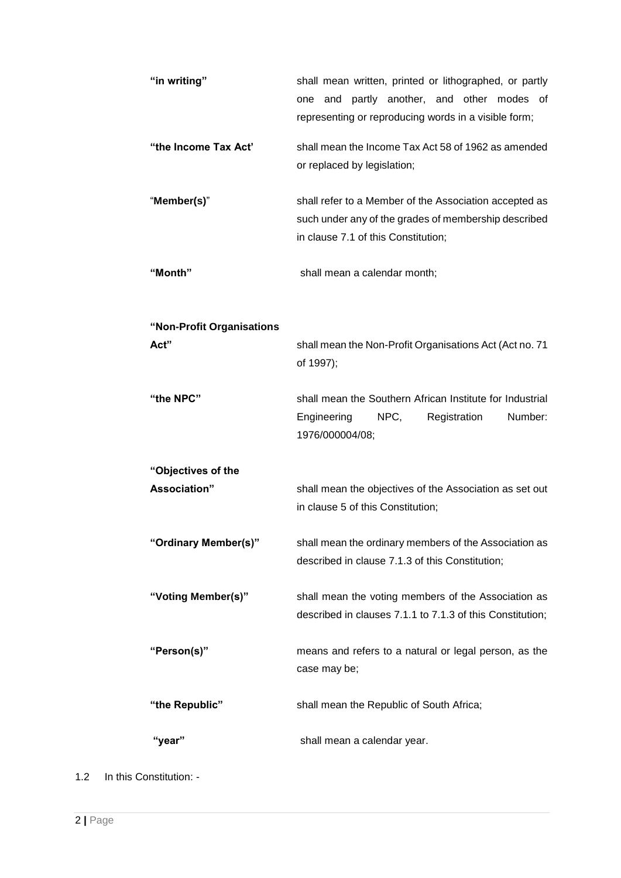| | |
|---|---|
| **"in writing"** | shall mean written, printed or lithographed, or partly one and partly another, and other modes of representing or reproducing words in a visible form; |
| **"the Income Tax Act'** | shall mean the Income Tax Act 58 of 1962 as amended or replaced by legislation; |
| "**Member(s)**" | shall refer to a Member of the Association accepted as such under any of the grades of membership described in clause 7.1 of this Constitution; |
| **"Month"** | shall mean a calendar month; |
| **"Non-Profit Organisations Act"** | shall mean the Non-Profit Organisations Act (Act no. 71 of 1997); |
| **"the NPC"** | shall mean the Southern African Institute for Industrial Engineering NPC, Registration Number: 1976/000004/08; |
| **"Objectives of the Association"** | shall mean the objectives of the Association as set out in clause 5 of this Constitution; |
| **"Ordinary Member(s)"** | shall mean the ordinary members of the Association as described in clause 7.1.3 of this Constitution; |
| **"Voting Member(s)"** | shall mean the voting members of the Association as described in clauses 7.1.1 to 7.1.3 of this Constitution; |
| **"Person(s)"** | means and refers to a natural or legal person, as the case may be; |
| **"the Republic"** | shall mean the Republic of South Africa; |
| **"year"** | shall mean a calendar year. |

1.2 In this Constitution: -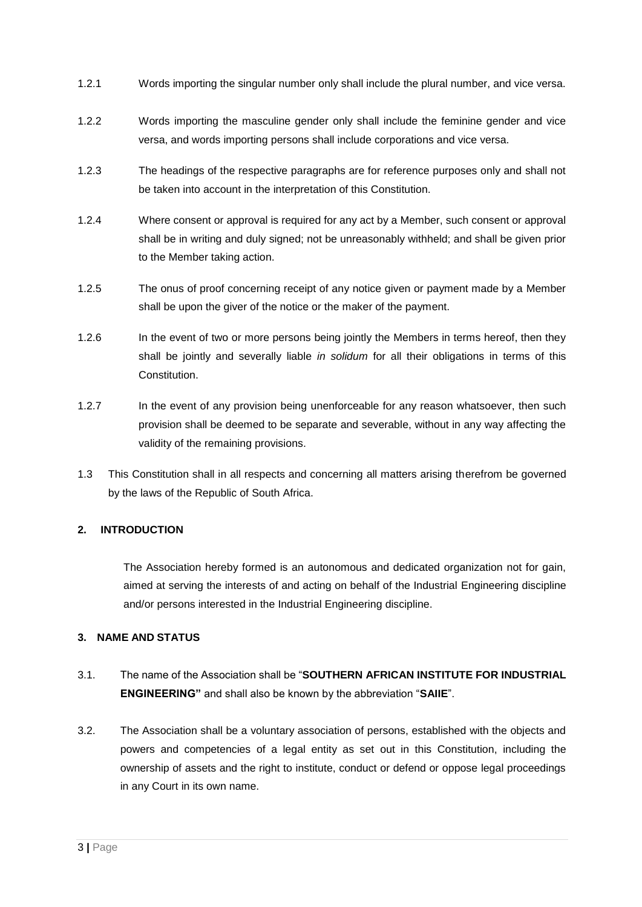1.2.1 Words importing the singular number only shall include the plural number, and vice versa.

1.2.2 Words importing the masculine gender only shall include the feminine gender and vice versa, and words importing persons shall include corporations and vice versa.

1.2.3 The headings of the respective paragraphs are for reference purposes only and shall not be taken into account in the interpretation of this Constitution.

1.2.4 Where consent or approval is required for any act by a Member, such consent or approval shall be in writing and duly signed; not be unreasonably withheld; and shall be given prior to the Member taking action.

1.2.5 The onus of proof concerning receipt of any notice given or payment made by a Member shall be upon the giver of the notice or the maker of the payment.

1.2.6 In the event of two or more persons being jointly the Members in terms hereof, then they shall be jointly and severally liable *in solidum* for all their obligations in terms of this Constitution.

1.2.7 In the event of any provision being unenforceable for any reason whatsoever, then such provision shall be deemed to be separate and severable, without in any way affecting the validity of the remaining provisions.

1.3 This Constitution shall in all respects and concerning all matters arising therefrom be governed by the laws of the Republic of South Africa.

## 2. INTRODUCTION

The Association hereby formed is an autonomous and dedicated organization not for gain, aimed at serving the interests of and acting on behalf of the Industrial Engineering discipline and/or persons interested in the Industrial Engineering discipline.

## 3. NAME AND STATUS

3.1. The name of the Association shall be "**SOUTHERN AFRICAN INSTITUTE FOR INDUSTRIAL ENGINEERING"** and shall also be known by the abbreviation "**SAIIE**".

3.2. The Association shall be a voluntary association of persons, established with the objects and powers and competencies of a legal entity as set out in this Constitution, including the ownership of assets and the right to institute, conduct or defend or oppose legal proceedings in any Court in its own name.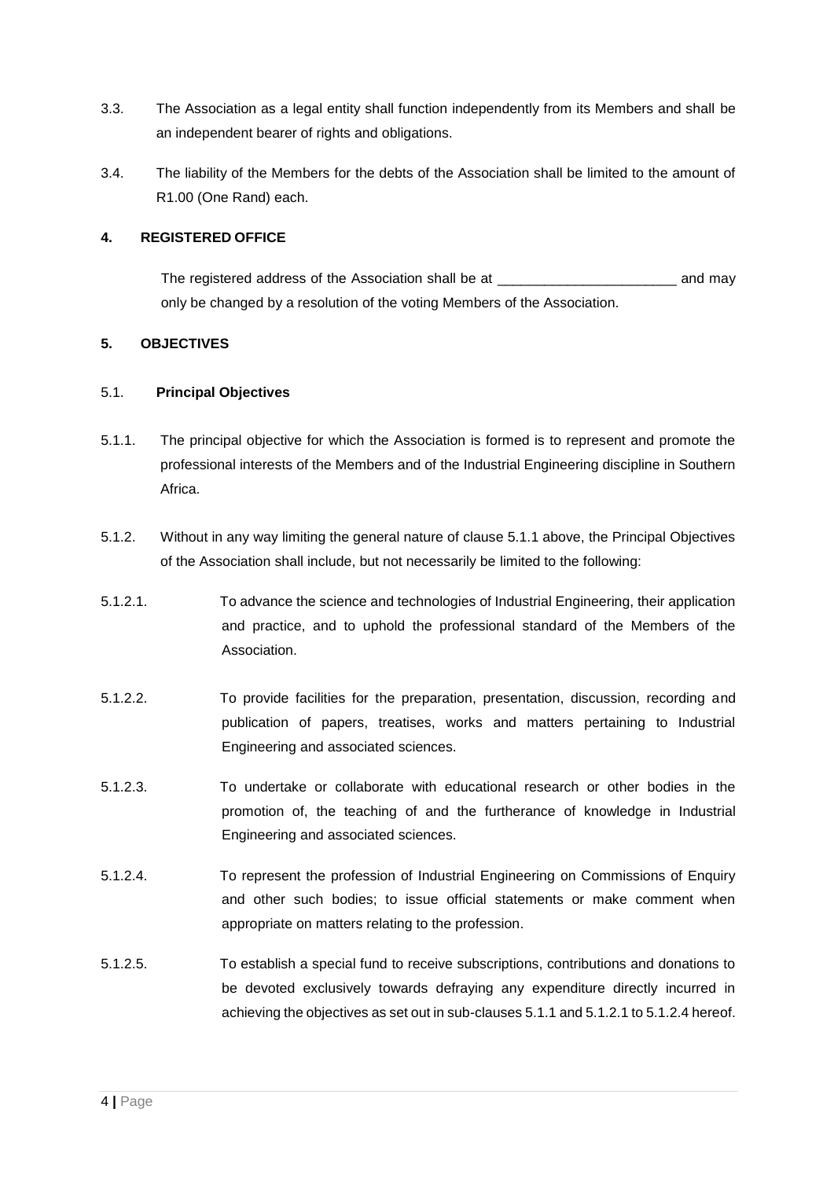3.3. The Association as a legal entity shall function independently from its Members and shall be an independent bearer of rights and obligations.

3.4. The liability of the Members for the debts of the Association shall be limited to the amount of R1.00 (One Rand) each.

## 4. REGISTERED OFFICE

The registered address of the Association shall be at _______________________ and may only be changed by a resolution of the voting Members of the Association.

## 5. OBJECTIVES

### 5.1. Principal Objectives

5.1.1. The principal objective for which the Association is formed is to represent and promote the professional interests of the Members and of the Industrial Engineering discipline in Southern Africa.

5.1.2. Without in any way limiting the general nature of clause 5.1.1 above, the Principal Objectives of the Association shall include, but not necessarily be limited to the following:

5.1.2.1. To advance the science and technologies of Industrial Engineering, their application and practice, and to uphold the professional standard of the Members of the Association.

5.1.2.2. To provide facilities for the preparation, presentation, discussion, recording and publication of papers, treatises, works and matters pertaining to Industrial Engineering and associated sciences.

5.1.2.3. To undertake or collaborate with educational research or other bodies in the promotion of, the teaching of and the furtherance of knowledge in Industrial Engineering and associated sciences.

5.1.2.4. To represent the profession of Industrial Engineering on Commissions of Enquiry and other such bodies; to issue official statements or make comment when appropriate on matters relating to the profession.

5.1.2.5. To establish a special fund to receive subscriptions, contributions and donations to be devoted exclusively towards defraying any expenditure directly incurred in achieving the objectives as set out in sub-clauses 5.1.1 and 5.1.2.1 to 5.1.2.4 hereof.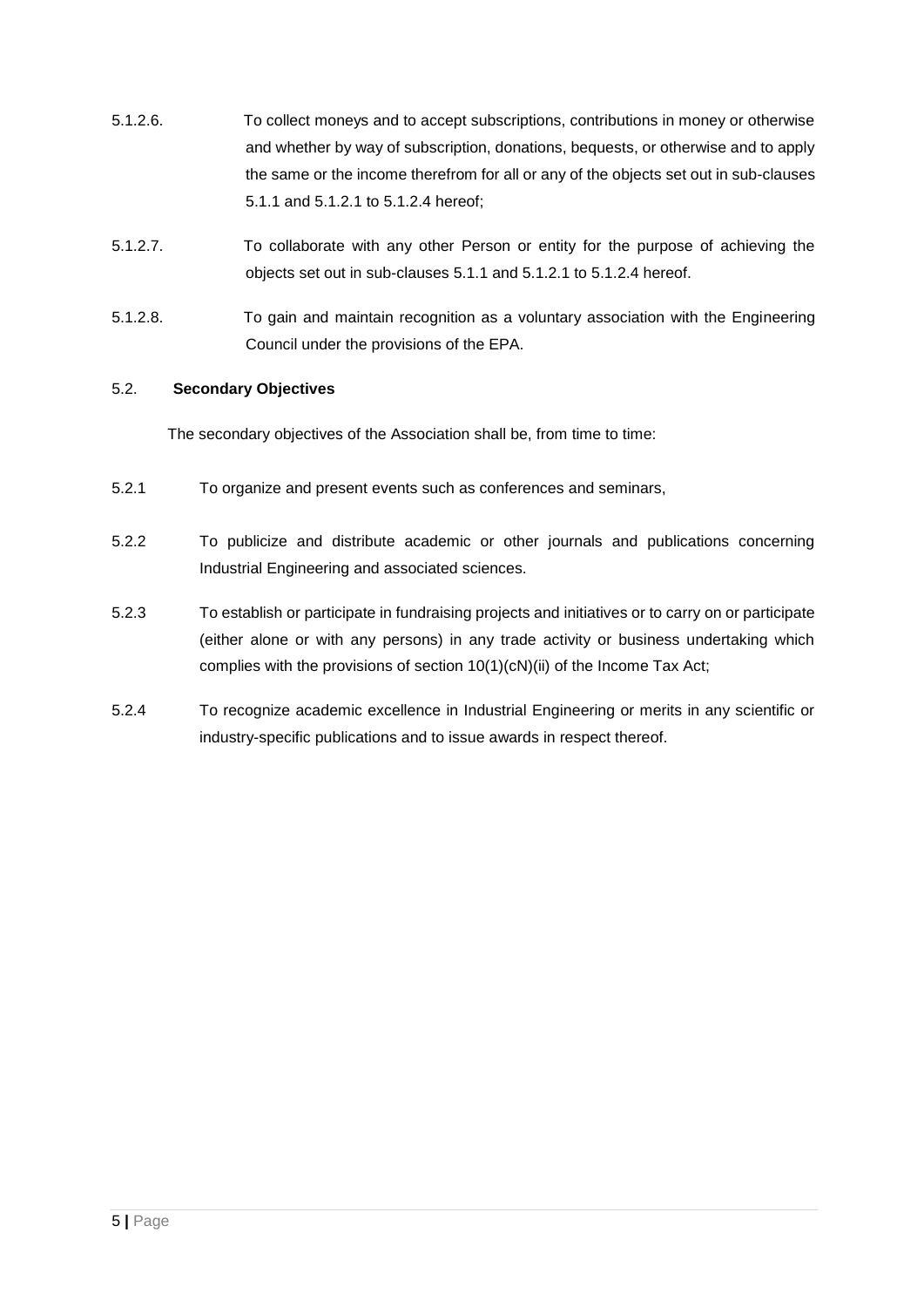5.1.2.6. To collect moneys and to accept subscriptions, contributions in money or otherwise and whether by way of subscription, donations, bequests, or otherwise and to apply the same or the income therefrom for all or any of the objects set out in sub-clauses 5.1.1 and 5.1.2.1 to 5.1.2.4 hereof;

5.1.2.7. To collaborate with any other Person or entity for the purpose of achieving the objects set out in sub-clauses 5.1.1 and 5.1.2.1 to 5.1.2.4 hereof.

5.1.2.8. To gain and maintain recognition as a voluntary association with the Engineering Council under the provisions of the EPA.

5.2. **Secondary Objectives**

The secondary objectives of the Association shall be, from time to time:

5.2.1 To organize and present events such as conferences and seminars,

5.2.2 To publicize and distribute academic or other journals and publications concerning Industrial Engineering and associated sciences.

5.2.3 To establish or participate in fundraising projects and initiatives or to carry on or participate (either alone or with any persons) in any trade activity or business undertaking which complies with the provisions of section 10(1)(cN)(ii) of the Income Tax Act;

5.2.4 To recognize academic excellence in Industrial Engineering or merits in any scientific or industry-specific publications and to issue awards in respect thereof.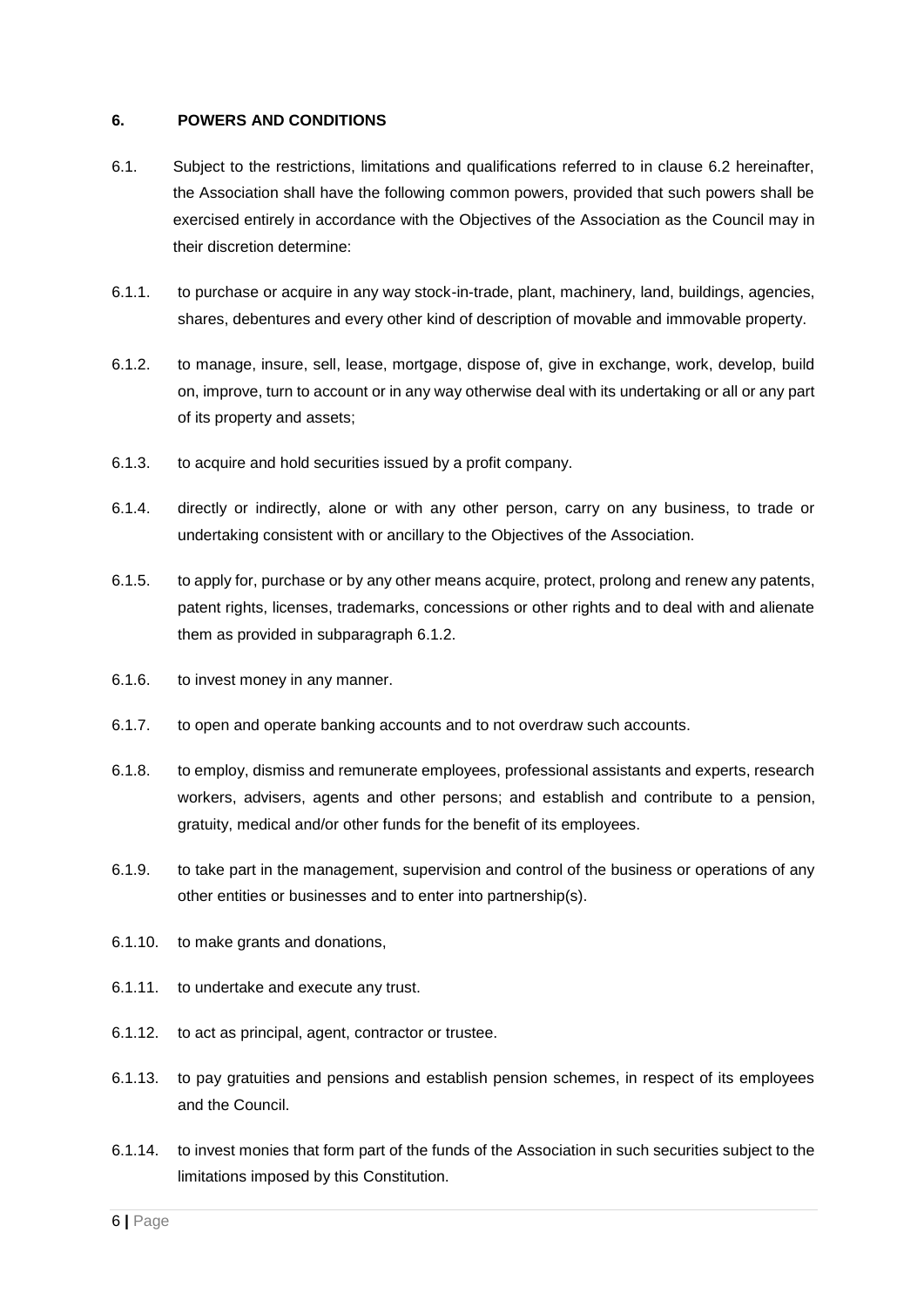## 6. POWERS AND CONDITIONS

6.1. Subject to the restrictions, limitations and qualifications referred to in clause 6.2 hereinafter, the Association shall have the following common powers, provided that such powers shall be exercised entirely in accordance with the Objectives of the Association as the Council may in their discretion determine:

6.1.1. to purchase or acquire in any way stock-in-trade, plant, machinery, land, buildings, agencies, shares, debentures and every other kind of description of movable and immovable property.

6.1.2. to manage, insure, sell, lease, mortgage, dispose of, give in exchange, work, develop, build on, improve, turn to account or in any way otherwise deal with its undertaking or all or any part of its property and assets;

6.1.3. to acquire and hold securities issued by a profit company.

6.1.4. directly or indirectly, alone or with any other person, carry on any business, to trade or undertaking consistent with or ancillary to the Objectives of the Association.

6.1.5. to apply for, purchase or by any other means acquire, protect, prolong and renew any patents, patent rights, licenses, trademarks, concessions or other rights and to deal with and alienate them as provided in subparagraph 6.1.2.

6.1.6. to invest money in any manner.

6.1.7. to open and operate banking accounts and to not overdraw such accounts.

6.1.8. to employ, dismiss and remunerate employees, professional assistants and experts, research workers, advisers, agents and other persons; and establish and contribute to a pension, gratuity, medical and/or other funds for the benefit of its employees.

6.1.9. to take part in the management, supervision and control of the business or operations of any other entities or businesses and to enter into partnership(s).

6.1.10. to make grants and donations,

6.1.11. to undertake and execute any trust.

6.1.12. to act as principal, agent, contractor or trustee.

6.1.13. to pay gratuities and pensions and establish pension schemes, in respect of its employees and the Council.

6.1.14. to invest monies that form part of the funds of the Association in such securities subject to the limitations imposed by this Constitution.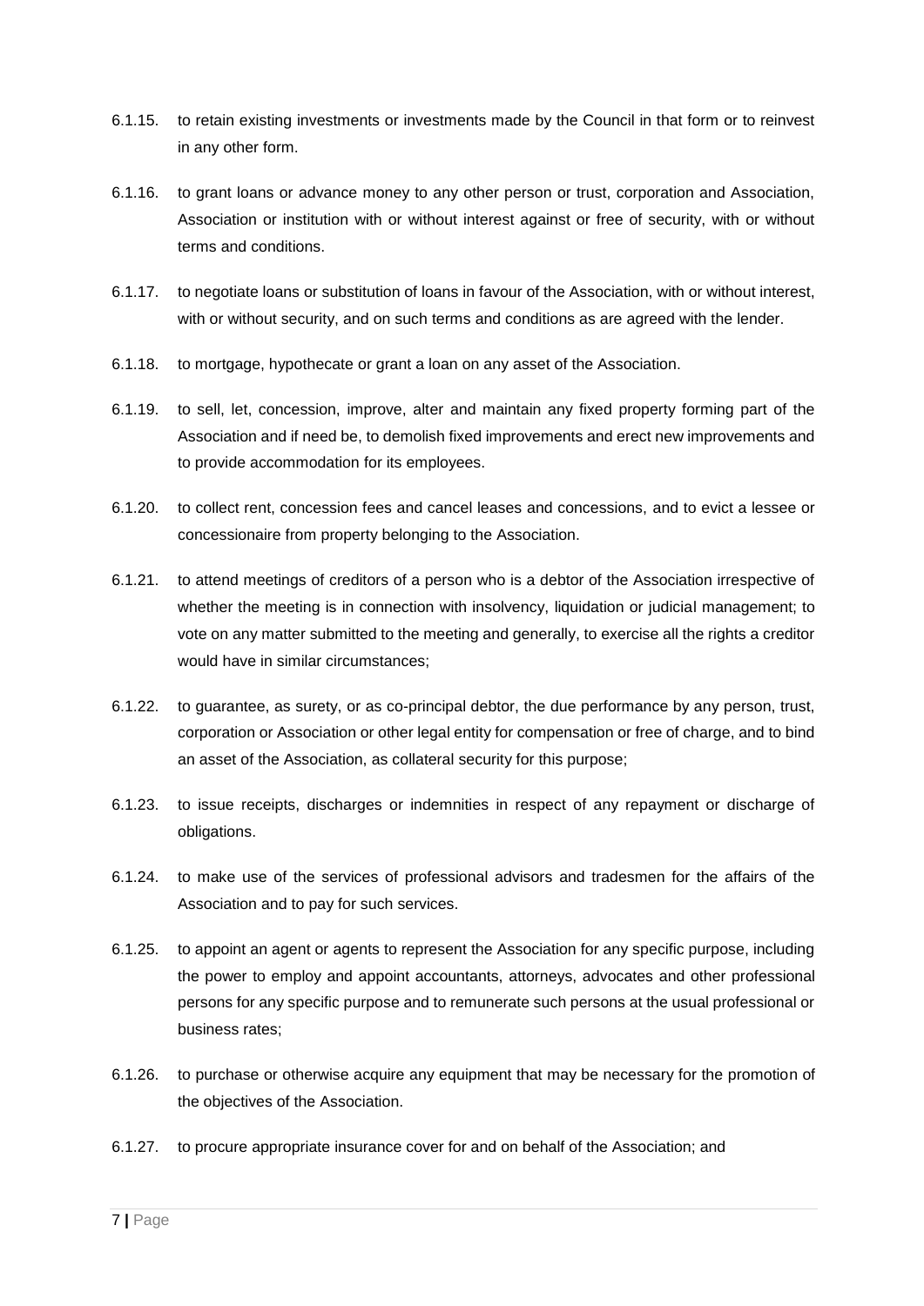6.1.15. to retain existing investments or investments made by the Council in that form or to reinvest in any other form.

6.1.16. to grant loans or advance money to any other person or trust, corporation and Association, Association or institution with or without interest against or free of security, with or without terms and conditions.

6.1.17. to negotiate loans or substitution of loans in favour of the Association, with or without interest, with or without security, and on such terms and conditions as are agreed with the lender.

6.1.18. to mortgage, hypothecate or grant a loan on any asset of the Association.

6.1.19. to sell, let, concession, improve, alter and maintain any fixed property forming part of the Association and if need be, to demolish fixed improvements and erect new improvements and to provide accommodation for its employees.

6.1.20. to collect rent, concession fees and cancel leases and concessions, and to evict a lessee or concessionaire from property belonging to the Association.

6.1.21. to attend meetings of creditors of a person who is a debtor of the Association irrespective of whether the meeting is in connection with insolvency, liquidation or judicial management; to vote on any matter submitted to the meeting and generally, to exercise all the rights a creditor would have in similar circumstances;

6.1.22. to guarantee, as surety, or as co-principal debtor, the due performance by any person, trust, corporation or Association or other legal entity for compensation or free of charge, and to bind an asset of the Association, as collateral security for this purpose;

6.1.23. to issue receipts, discharges or indemnities in respect of any repayment or discharge of obligations.

6.1.24. to make use of the services of professional advisors and tradesmen for the affairs of the Association and to pay for such services.

6.1.25. to appoint an agent or agents to represent the Association for any specific purpose, including the power to employ and appoint accountants, attorneys, advocates and other professional persons for any specific purpose and to remunerate such persons at the usual professional or business rates;

6.1.26. to purchase or otherwise acquire any equipment that may be necessary for the promotion of the objectives of the Association.

6.1.27. to procure appropriate insurance cover for and on behalf of the Association; and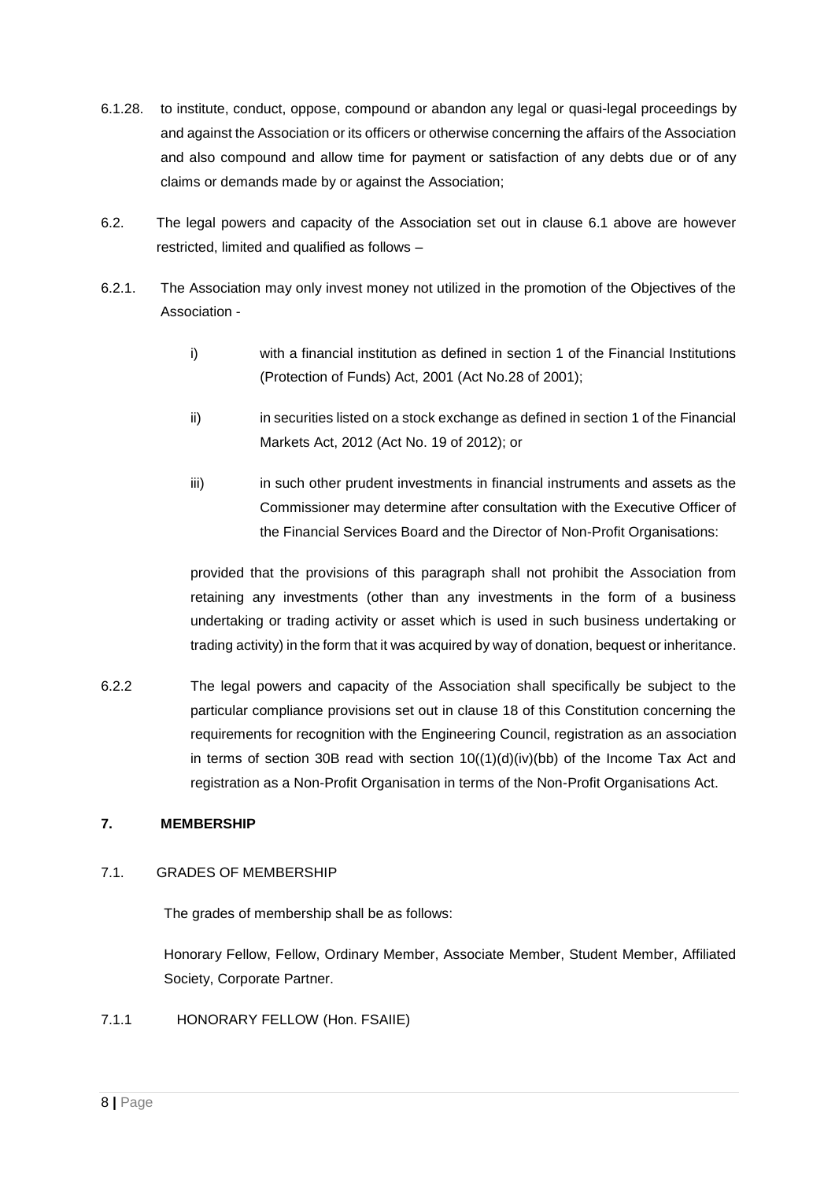6.1.28. to institute, conduct, oppose, compound or abandon any legal or quasi-legal proceedings by and against the Association or its officers or otherwise concerning the affairs of the Association and also compound and allow time for payment or satisfaction of any debts due or of any claims or demands made by or against the Association;

6.2. The legal powers and capacity of the Association set out in clause 6.1 above are however restricted, limited and qualified as follows –

6.2.1. The Association may only invest money not utilized in the promotion of the Objectives of the Association -

i) with a financial institution as defined in section 1 of the Financial Institutions (Protection of Funds) Act, 2001 (Act No.28 of 2001);

ii) in securities listed on a stock exchange as defined in section 1 of the Financial Markets Act, 2012 (Act No. 19 of 2012); or

iii) in such other prudent investments in financial instruments and assets as the Commissioner may determine after consultation with the Executive Officer of the Financial Services Board and the Director of Non-Profit Organisations:

provided that the provisions of this paragraph shall not prohibit the Association from retaining any investments (other than any investments in the form of a business undertaking or trading activity or asset which is used in such business undertaking or trading activity) in the form that it was acquired by way of donation, bequest or inheritance.

6.2.2 The legal powers and capacity of the Association shall specifically be subject to the particular compliance provisions set out in clause 18 of this Constitution concerning the requirements for recognition with the Engineering Council, registration as an association in terms of section 30B read with section 10((1)(d)(iv)(bb) of the Income Tax Act and registration as a Non-Profit Organisation in terms of the Non-Profit Organisations Act.

## 7. MEMBERSHIP

### 7.1. GRADES OF MEMBERSHIP

The grades of membership shall be as follows:

Honorary Fellow, Fellow, Ordinary Member, Associate Member, Student Member, Affiliated Society, Corporate Partner.

#### 7.1.1 HONORARY FELLOW (Hon. FSAIIE)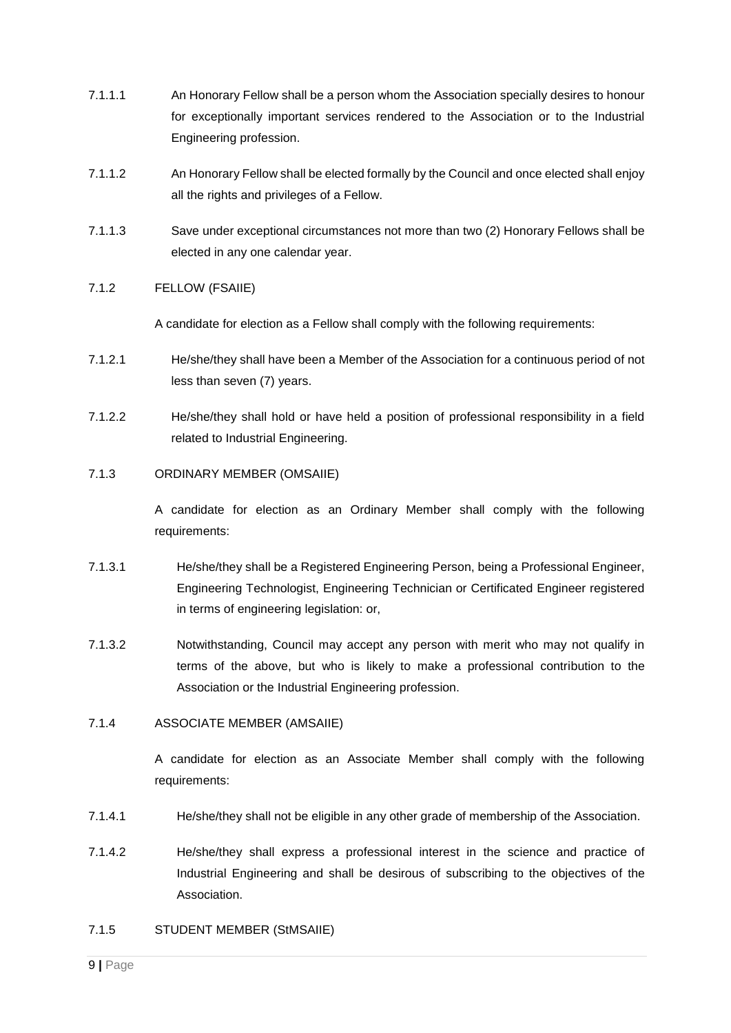7.1.1.1 An Honorary Fellow shall be a person whom the Association specially desires to honour for exceptionally important services rendered to the Association or to the Industrial Engineering profession.

7.1.1.2 An Honorary Fellow shall be elected formally by the Council and once elected shall enjoy all the rights and privileges of a Fellow.

7.1.1.3 Save under exceptional circumstances not more than two (2) Honorary Fellows shall be elected in any one calendar year.

7.1.2 FELLOW (FSAIIE)

A candidate for election as a Fellow shall comply with the following requirements:

7.1.2.1 He/she/they shall have been a Member of the Association for a continuous period of not less than seven (7) years.

7.1.2.2 He/she/they shall hold or have held a position of professional responsibility in a field related to Industrial Engineering.

7.1.3 ORDINARY MEMBER (OMSAIIE)

A candidate for election as an Ordinary Member shall comply with the following requirements:

7.1.3.1 He/she/they shall be a Registered Engineering Person, being a Professional Engineer, Engineering Technologist, Engineering Technician or Certificated Engineer registered in terms of engineering legislation: or,

7.1.3.2 Notwithstanding, Council may accept any person with merit who may not qualify in terms of the above, but who is likely to make a professional contribution to the Association or the Industrial Engineering profession.

7.1.4 ASSOCIATE MEMBER (AMSAIIE)

A candidate for election as an Associate Member shall comply with the following requirements:

7.1.4.1 He/she/they shall not be eligible in any other grade of membership of the Association.

7.1.4.2 He/she/they shall express a professional interest in the science and practice of Industrial Engineering and shall be desirous of subscribing to the objectives of the Association.

7.1.5 STUDENT MEMBER (StMSAIIE)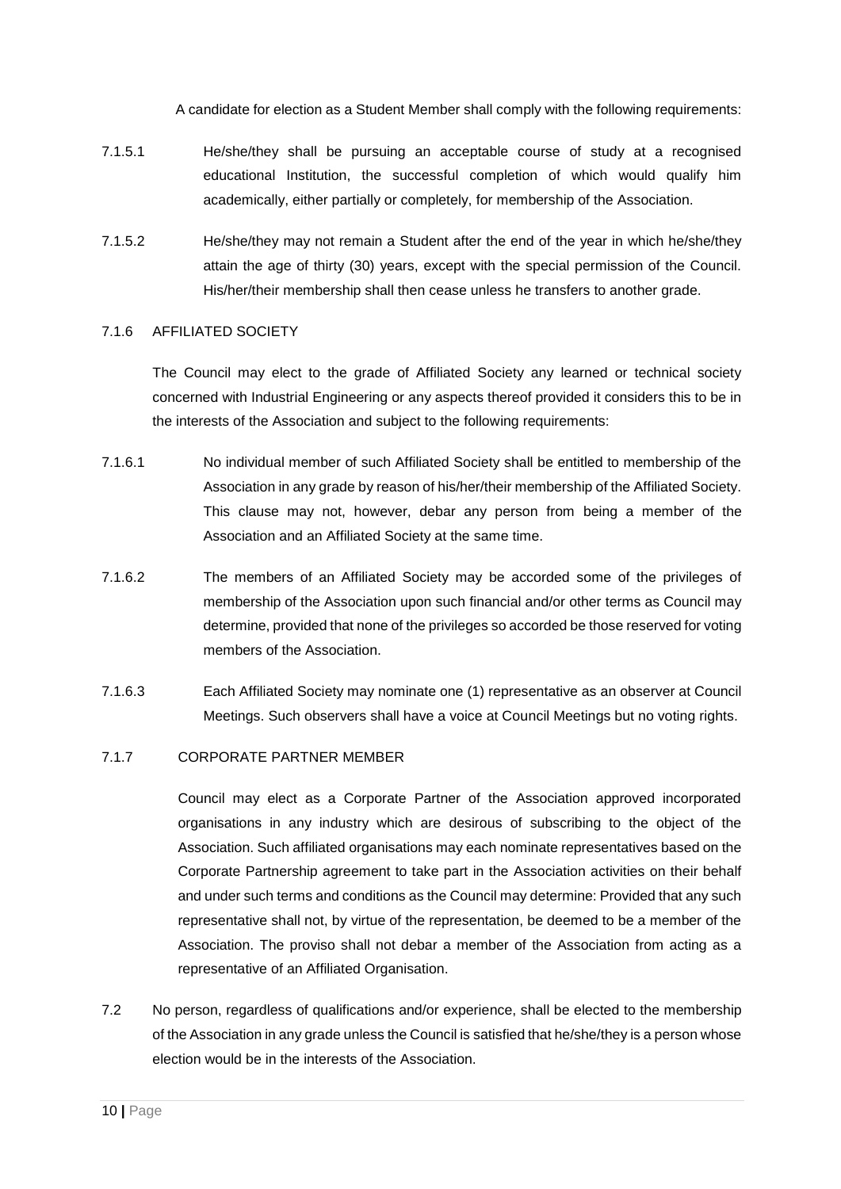A candidate for election as a Student Member shall comply with the following requirements:

7.1.5.1 He/she/they shall be pursuing an acceptable course of study at a recognised educational Institution, the successful completion of which would qualify him academically, either partially or completely, for membership of the Association.

7.1.5.2 He/she/they may not remain a Student after the end of the year in which he/she/they attain the age of thirty (30) years, except with the special permission of the Council. His/her/their membership shall then cease unless he transfers to another grade.

### 7.1.6 AFFILIATED SOCIETY

The Council may elect to the grade of Affiliated Society any learned or technical society concerned with Industrial Engineering or any aspects thereof provided it considers this to be in the interests of the Association and subject to the following requirements:

7.1.6.1 No individual member of such Affiliated Society shall be entitled to membership of the Association in any grade by reason of his/her/their membership of the Affiliated Society. This clause may not, however, debar any person from being a member of the Association and an Affiliated Society at the same time.

7.1.6.2 The members of an Affiliated Society may be accorded some of the privileges of membership of the Association upon such financial and/or other terms as Council may determine, provided that none of the privileges so accorded be those reserved for voting members of the Association.

7.1.6.3 Each Affiliated Society may nominate one (1) representative as an observer at Council Meetings. Such observers shall have a voice at Council Meetings but no voting rights.

### 7.1.7 CORPORATE PARTNER MEMBER

Council may elect as a Corporate Partner of the Association approved incorporated organisations in any industry which are desirous of subscribing to the object of the Association. Such affiliated organisations may each nominate representatives based on the Corporate Partnership agreement to take part in the Association activities on their behalf and under such terms and conditions as the Council may determine: Provided that any such representative shall not, by virtue of the representation, be deemed to be a member of the Association. The proviso shall not debar a member of the Association from acting as a representative of an Affiliated Organisation.

7.2 No person, regardless of qualifications and/or experience, shall be elected to the membership of the Association in any grade unless the Council is satisfied that he/she/they is a person whose election would be in the interests of the Association.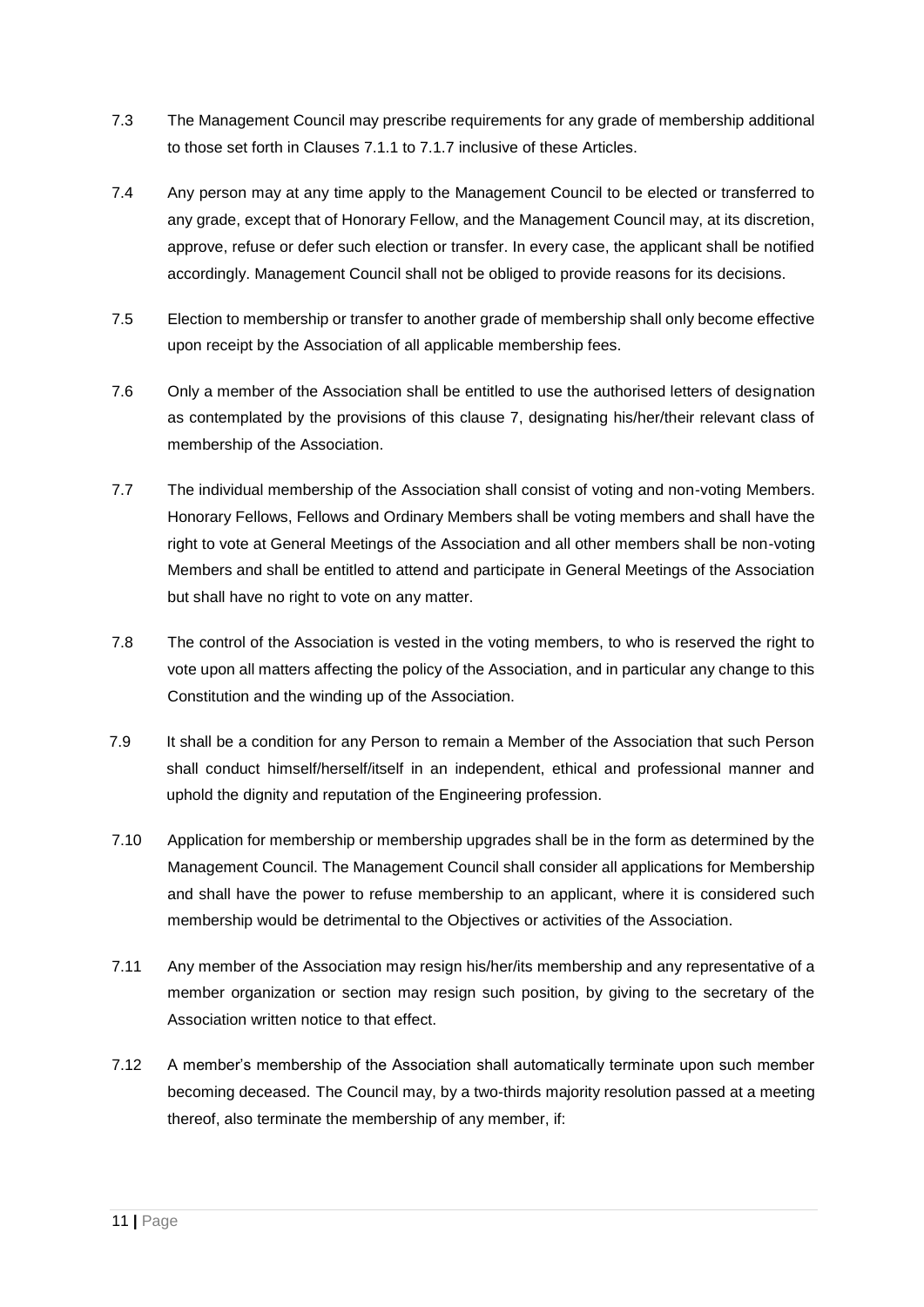7.3 The Management Council may prescribe requirements for any grade of membership additional to those set forth in Clauses 7.1.1 to 7.1.7 inclusive of these Articles.

7.4 Any person may at any time apply to the Management Council to be elected or transferred to any grade, except that of Honorary Fellow, and the Management Council may, at its discretion, approve, refuse or defer such election or transfer. In every case, the applicant shall be notified accordingly. Management Council shall not be obliged to provide reasons for its decisions.

7.5 Election to membership or transfer to another grade of membership shall only become effective upon receipt by the Association of all applicable membership fees.

7.6 Only a member of the Association shall be entitled to use the authorised letters of designation as contemplated by the provisions of this clause 7, designating his/her/their relevant class of membership of the Association.

7.7 The individual membership of the Association shall consist of voting and non-voting Members. Honorary Fellows, Fellows and Ordinary Members shall be voting members and shall have the right to vote at General Meetings of the Association and all other members shall be non-voting Members and shall be entitled to attend and participate in General Meetings of the Association but shall have no right to vote on any matter.

7.8 The control of the Association is vested in the voting members, to who is reserved the right to vote upon all matters affecting the policy of the Association, and in particular any change to this Constitution and the winding up of the Association.

7.9 It shall be a condition for any Person to remain a Member of the Association that such Person shall conduct himself/herself/itself in an independent, ethical and professional manner and uphold the dignity and reputation of the Engineering profession.

7.10 Application for membership or membership upgrades shall be in the form as determined by the Management Council. The Management Council shall consider all applications for Membership and shall have the power to refuse membership to an applicant, where it is considered such membership would be detrimental to the Objectives or activities of the Association.

7.11 Any member of the Association may resign his/her/its membership and any representative of a member organization or section may resign such position, by giving to the secretary of the Association written notice to that effect.

7.12 A member's membership of the Association shall automatically terminate upon such member becoming deceased. The Council may, by a two-thirds majority resolution passed at a meeting thereof, also terminate the membership of any member, if: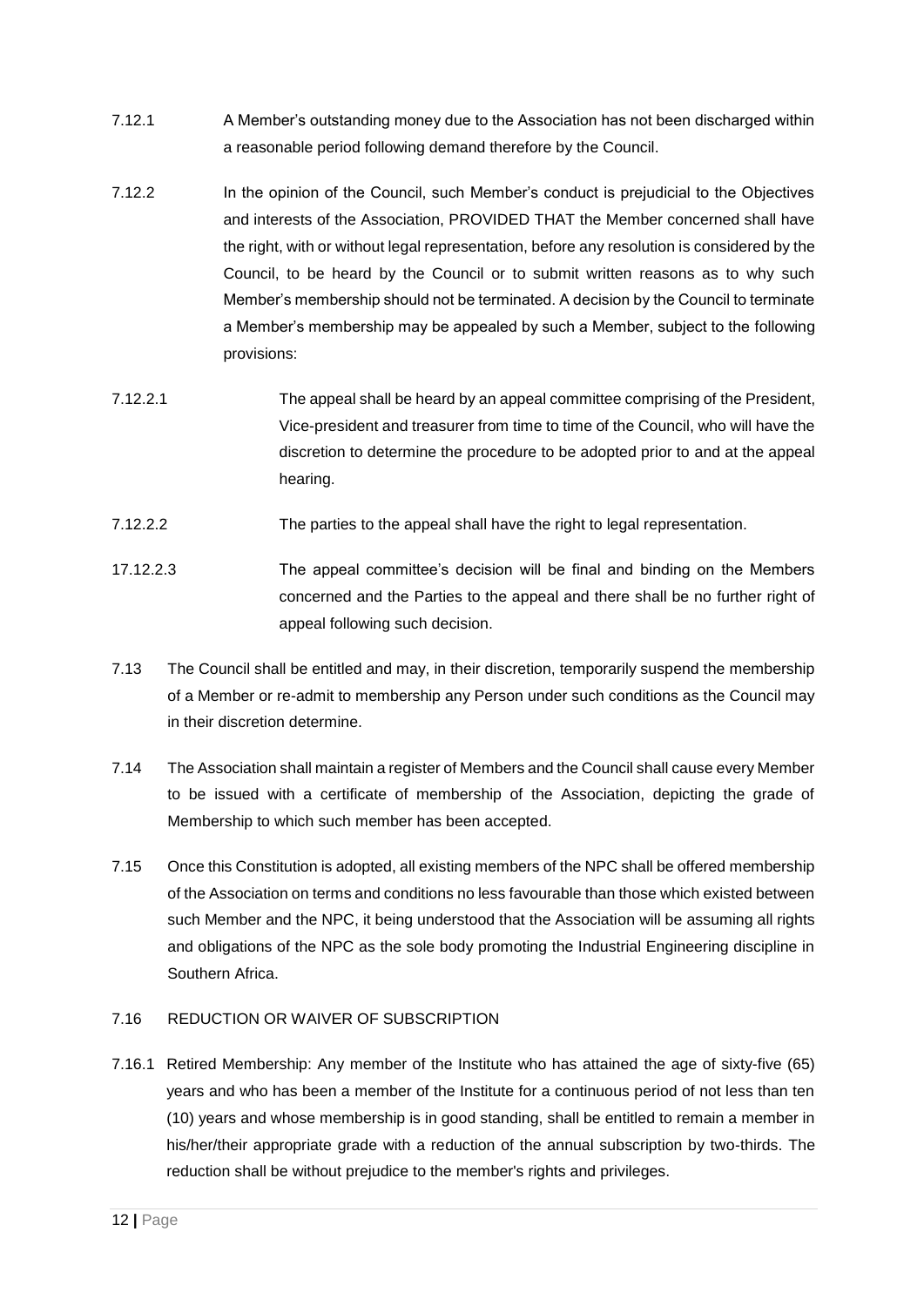7.12.1 A Member's outstanding money due to the Association has not been discharged within a reasonable period following demand therefore by the Council.

7.12.2 In the opinion of the Council, such Member's conduct is prejudicial to the Objectives and interests of the Association, PROVIDED THAT the Member concerned shall have the right, with or without legal representation, before any resolution is considered by the Council, to be heard by the Council or to submit written reasons as to why such Member's membership should not be terminated. A decision by the Council to terminate a Member's membership may be appealed by such a Member, subject to the following provisions:

7.12.2.1 The appeal shall be heard by an appeal committee comprising of the President, Vice-president and treasurer from time to time of the Council, who will have the discretion to determine the procedure to be adopted prior to and at the appeal hearing.

7.12.2.2 The parties to the appeal shall have the right to legal representation.

17.12.2.3 The appeal committee's decision will be final and binding on the Members concerned and the Parties to the appeal and there shall be no further right of appeal following such decision.

7.13 The Council shall be entitled and may, in their discretion, temporarily suspend the membership of a Member or re-admit to membership any Person under such conditions as the Council may in their discretion determine.

7.14 The Association shall maintain a register of Members and the Council shall cause every Member to be issued with a certificate of membership of the Association, depicting the grade of Membership to which such member has been accepted.

7.15 Once this Constitution is adopted, all existing members of the NPC shall be offered membership of the Association on terms and conditions no less favourable than those which existed between such Member and the NPC, it being understood that the Association will be assuming all rights and obligations of the NPC as the sole body promoting the Industrial Engineering discipline in Southern Africa.

7.16 REDUCTION OR WAIVER OF SUBSCRIPTION

7.16.1 Retired Membership: Any member of the Institute who has attained the age of sixty-five (65) years and who has been a member of the Institute for a continuous period of not less than ten (10) years and whose membership is in good standing, shall be entitled to remain a member in his/her/their appropriate grade with a reduction of the annual subscription by two-thirds. The reduction shall be without prejudice to the member's rights and privileges.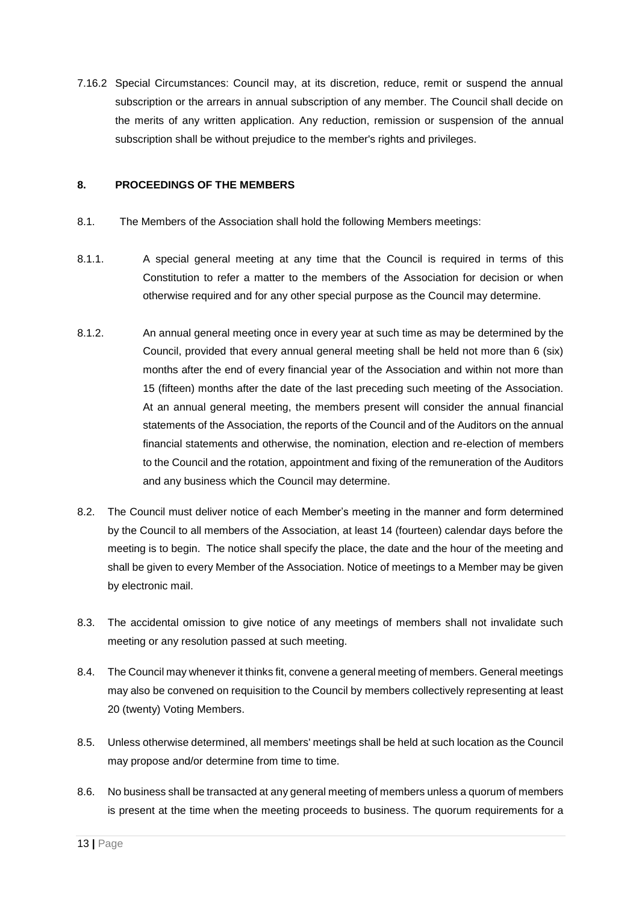7.16.2 Special Circumstances: Council may, at its discretion, reduce, remit or suspend the annual subscription or the arrears in annual subscription of any member. The Council shall decide on the merits of any written application. Any reduction, remission or suspension of the annual subscription shall be without prejudice to the member's rights and privileges.

**8. PROCEEDINGS OF THE MEMBERS**

8.1. The Members of the Association shall hold the following Members meetings:

8.1.1. A special general meeting at any time that the Council is required in terms of this Constitution to refer a matter to the members of the Association for decision or when otherwise required and for any other special purpose as the Council may determine.

8.1.2. An annual general meeting once in every year at such time as may be determined by the Council, provided that every annual general meeting shall be held not more than 6 (six) months after the end of every financial year of the Association and within not more than 15 (fifteen) months after the date of the last preceding such meeting of the Association. At an annual general meeting, the members present will consider the annual financial statements of the Association, the reports of the Council and of the Auditors on the annual financial statements and otherwise, the nomination, election and re-election of members to the Council and the rotation, appointment and fixing of the remuneration of the Auditors and any business which the Council may determine.

8.2. The Council must deliver notice of each Member's meeting in the manner and form determined by the Council to all members of the Association, at least 14 (fourteen) calendar days before the meeting is to begin. The notice shall specify the place, the date and the hour of the meeting and shall be given to every Member of the Association. Notice of meetings to a Member may be given by electronic mail.

8.3. The accidental omission to give notice of any meetings of members shall not invalidate such meeting or any resolution passed at such meeting.

8.4. The Council may whenever it thinks fit, convene a general meeting of members. General meetings may also be convened on requisition to the Council by members collectively representing at least 20 (twenty) Voting Members.

8.5. Unless otherwise determined, all members' meetings shall be held at such location as the Council may propose and/or determine from time to time.

8.6. No business shall be transacted at any general meeting of members unless a quorum of members is present at the time when the meeting proceeds to business. The quorum requirements for a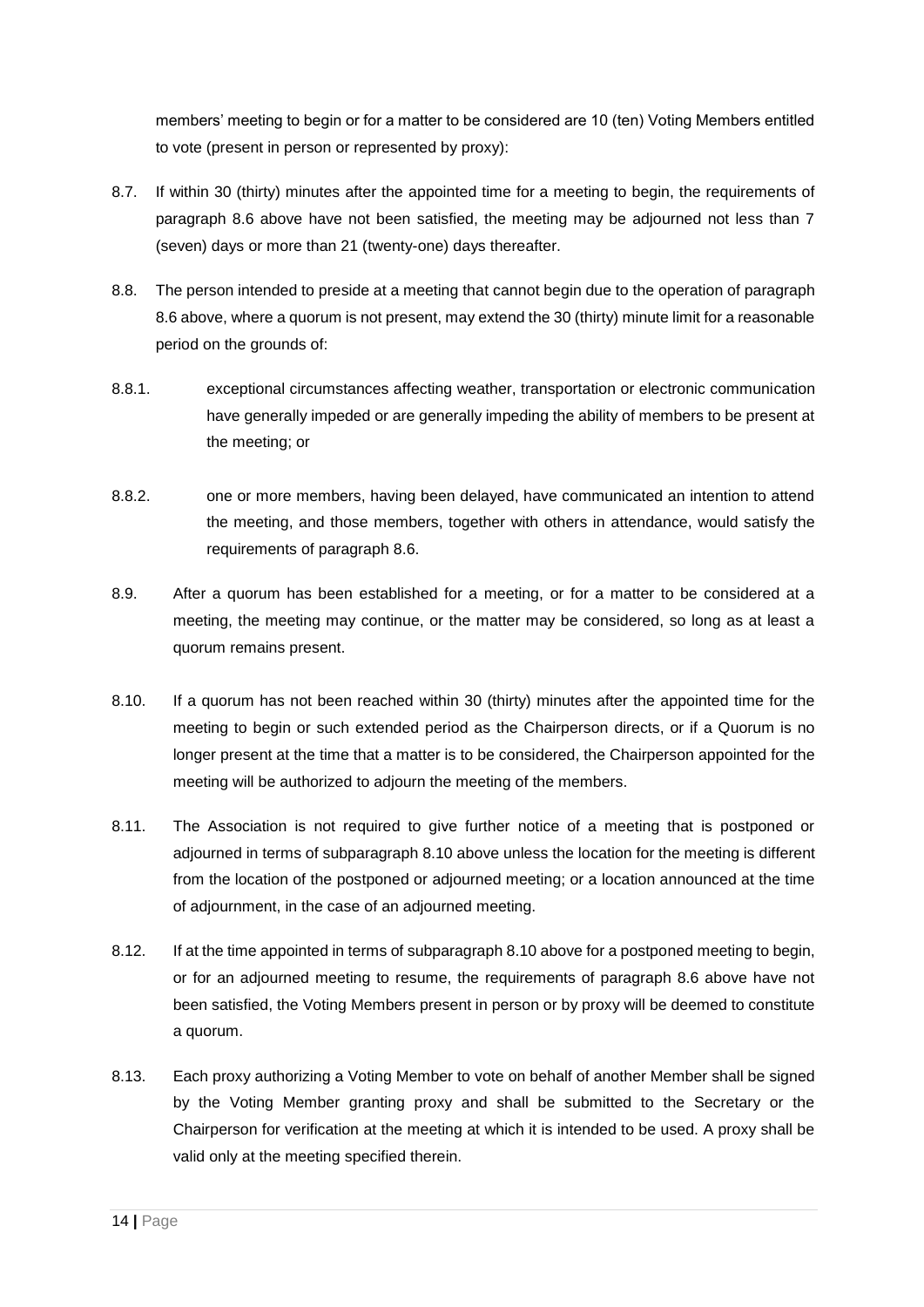members' meeting to begin or for a matter to be considered are 10 (ten) Voting Members entitled to vote (present in person or represented by proxy):

8.7. If within 30 (thirty) minutes after the appointed time for a meeting to begin, the requirements of paragraph 8.6 above have not been satisfied, the meeting may be adjourned not less than 7 (seven) days or more than 21 (twenty-one) days thereafter.

8.8. The person intended to preside at a meeting that cannot begin due to the operation of paragraph 8.6 above, where a quorum is not present, may extend the 30 (thirty) minute limit for a reasonable period on the grounds of:

8.8.1. exceptional circumstances affecting weather, transportation or electronic communication have generally impeded or are generally impeding the ability of members to be present at the meeting; or

8.8.2. one or more members, having been delayed, have communicated an intention to attend the meeting, and those members, together with others in attendance, would satisfy the requirements of paragraph 8.6.

8.9. After a quorum has been established for a meeting, or for a matter to be considered at a meeting, the meeting may continue, or the matter may be considered, so long as at least a quorum remains present.

8.10. If a quorum has not been reached within 30 (thirty) minutes after the appointed time for the meeting to begin or such extended period as the Chairperson directs, or if a Quorum is no longer present at the time that a matter is to be considered, the Chairperson appointed for the meeting will be authorized to adjourn the meeting of the members.

8.11. The Association is not required to give further notice of a meeting that is postponed or adjourned in terms of subparagraph 8.10 above unless the location for the meeting is different from the location of the postponed or adjourned meeting; or a location announced at the time of adjournment, in the case of an adjourned meeting.

8.12. If at the time appointed in terms of subparagraph 8.10 above for a postponed meeting to begin, or for an adjourned meeting to resume, the requirements of paragraph 8.6 above have not been satisfied, the Voting Members present in person or by proxy will be deemed to constitute a quorum.

8.13. Each proxy authorizing a Voting Member to vote on behalf of another Member shall be signed by the Voting Member granting proxy and shall be submitted to the Secretary or the Chairperson for verification at the meeting at which it is intended to be used. A proxy shall be valid only at the meeting specified therein.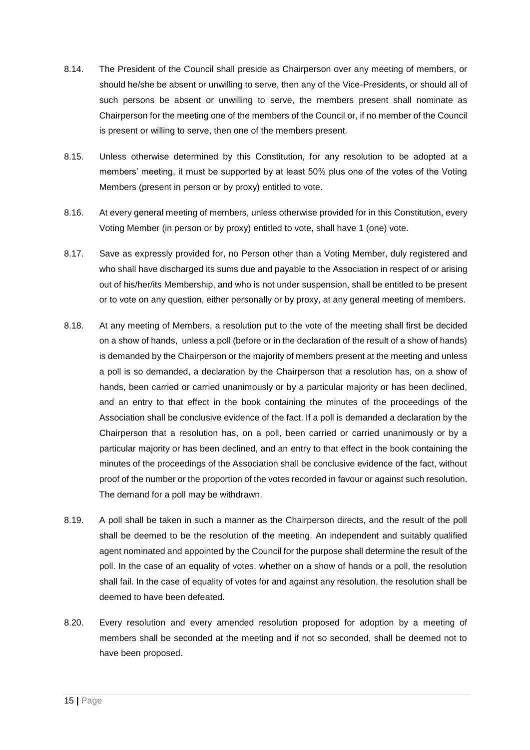8.14. The President of the Council shall preside as Chairperson over any meeting of members, or should he/she be absent or unwilling to serve, then any of the Vice-Presidents, or should all of such persons be absent or unwilling to serve, the members present shall nominate as Chairperson for the meeting one of the members of the Council or, if no member of the Council is present or willing to serve, then one of the members present.

8.15. Unless otherwise determined by this Constitution, for any resolution to be adopted at a members' meeting, it must be supported by at least 50% plus one of the votes of the Voting Members (present in person or by proxy) entitled to vote.

8.16. At every general meeting of members, unless otherwise provided for in this Constitution, every Voting Member (in person or by proxy) entitled to vote, shall have 1 (one) vote.

8.17. Save as expressly provided for, no Person other than a Voting Member, duly registered and who shall have discharged its sums due and payable to the Association in respect of or arising out of his/her/its Membership, and who is not under suspension, shall be entitled to be present or to vote on any question, either personally or by proxy, at any general meeting of members.

8.18. At any meeting of Members, a resolution put to the vote of the meeting shall first be decided on a show of hands, unless a poll (before or in the declaration of the result of a show of hands) is demanded by the Chairperson or the majority of members present at the meeting and unless a poll is so demanded, a declaration by the Chairperson that a resolution has, on a show of hands, been carried or carried unanimously or by a particular majority or has been declined, and an entry to that effect in the book containing the minutes of the proceedings of the Association shall be conclusive evidence of the fact. If a poll is demanded a declaration by the Chairperson that a resolution has, on a poll, been carried or carried unanimously or by a particular majority or has been declined, and an entry to that effect in the book containing the minutes of the proceedings of the Association shall be conclusive evidence of the fact, without proof of the number or the proportion of the votes recorded in favour or against such resolution. The demand for a poll may be withdrawn.

8.19. A poll shall be taken in such a manner as the Chairperson directs, and the result of the poll shall be deemed to be the resolution of the meeting. An independent and suitably qualified agent nominated and appointed by the Council for the purpose shall determine the result of the poll. In the case of an equality of votes, whether on a show of hands or a poll, the resolution shall fail. In the case of equality of votes for and against any resolution, the resolution shall be deemed to have been defeated.

8.20. Every resolution and every amended resolution proposed for adoption by a meeting of members shall be seconded at the meeting and if not so seconded, shall be deemed not to have been proposed.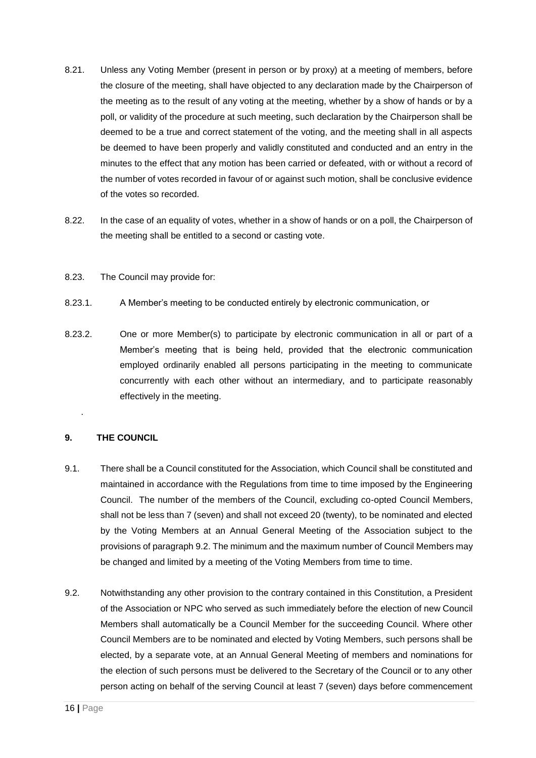8.21. Unless any Voting Member (present in person or by proxy) at a meeting of members, before the closure of the meeting, shall have objected to any declaration made by the Chairperson of the meeting as to the result of any voting at the meeting, whether by a show of hands or by a poll, or validity of the procedure at such meeting, such declaration by the Chairperson shall be deemed to be a true and correct statement of the voting, and the meeting shall in all aspects be deemed to have been properly and validly constituted and conducted and an entry in the minutes to the effect that any motion has been carried or defeated, with or without a record of the number of votes recorded in favour of or against such motion, shall be conclusive evidence of the votes so recorded.

8.22. In the case of an equality of votes, whether in a show of hands or on a poll, the Chairperson of the meeting shall be entitled to a second or casting vote.

8.23. The Council may provide for:

8.23.1. A Member's meeting to be conducted entirely by electronic communication, or

8.23.2. One or more Member(s) to participate by electronic communication in all or part of a Member's meeting that is being held, provided that the electronic communication employed ordinarily enabled all persons participating in the meeting to communicate concurrently with each other without an intermediary, and to participate reasonably effectively in the meeting.

.

**9. THE COUNCIL**

9.1. There shall be a Council constituted for the Association, which Council shall be constituted and maintained in accordance with the Regulations from time to time imposed by the Engineering Council. The number of the members of the Council, excluding co-opted Council Members, shall not be less than 7 (seven) and shall not exceed 20 (twenty), to be nominated and elected by the Voting Members at an Annual General Meeting of the Association subject to the provisions of paragraph 9.2. The minimum and the maximum number of Council Members may be changed and limited by a meeting of the Voting Members from time to time.

9.2. Notwithstanding any other provision to the contrary contained in this Constitution, a President of the Association or NPC who served as such immediately before the election of new Council Members shall automatically be a Council Member for the succeeding Council. Where other Council Members are to be nominated and elected by Voting Members, such persons shall be elected, by a separate vote, at an Annual General Meeting of members and nominations for the election of such persons must be delivered to the Secretary of the Council or to any other person acting on behalf of the serving Council at least 7 (seven) days before commencement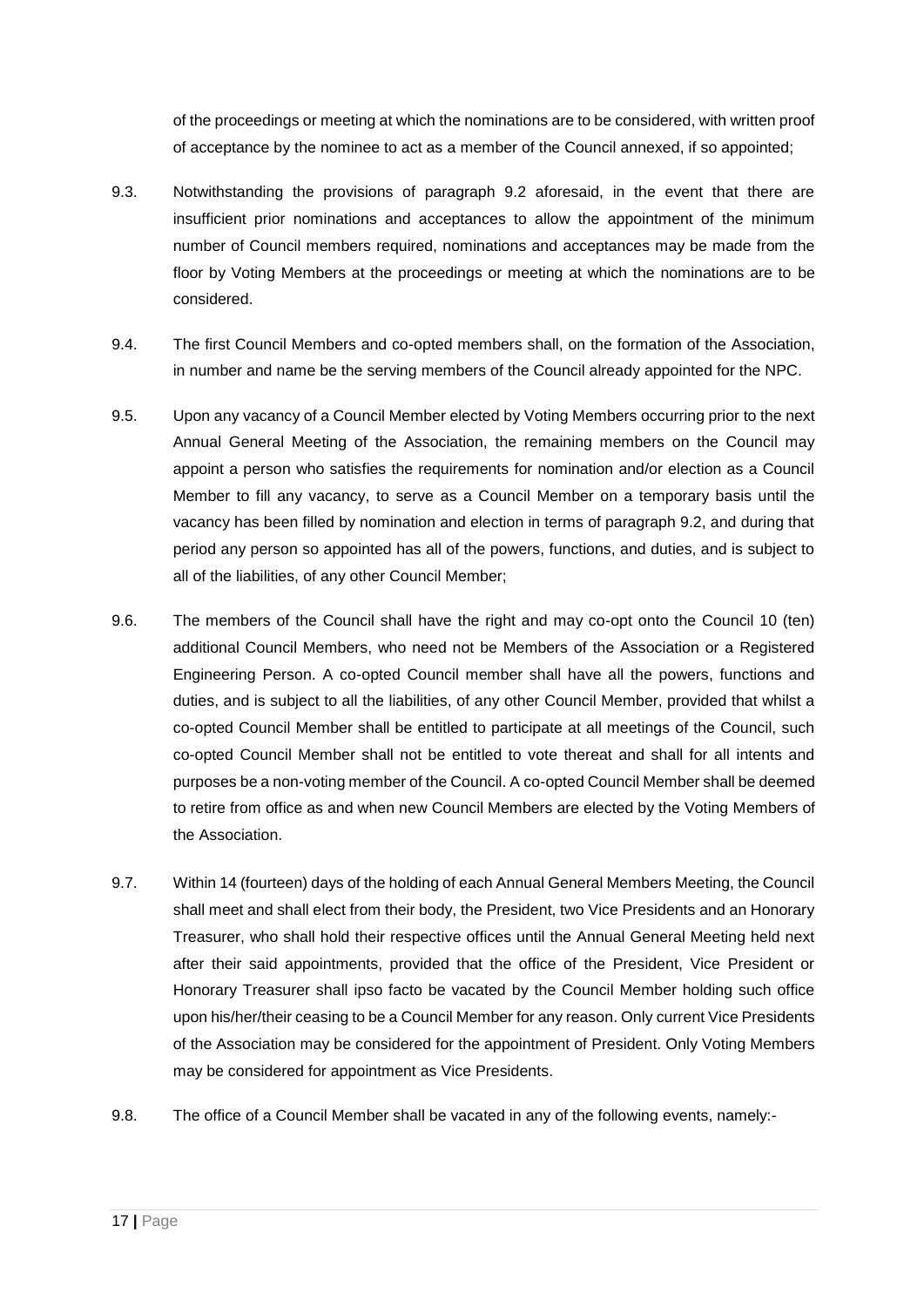of the proceedings or meeting at which the nominations are to be considered, with written proof of acceptance by the nominee to act as a member of the Council annexed, if so appointed;

9.3. Notwithstanding the provisions of paragraph 9.2 aforesaid, in the event that there are insufficient prior nominations and acceptances to allow the appointment of the minimum number of Council members required, nominations and acceptances may be made from the floor by Voting Members at the proceedings or meeting at which the nominations are to be considered.

9.4. The first Council Members and co-opted members shall, on the formation of the Association, in number and name be the serving members of the Council already appointed for the NPC.

9.5. Upon any vacancy of a Council Member elected by Voting Members occurring prior to the next Annual General Meeting of the Association, the remaining members on the Council may appoint a person who satisfies the requirements for nomination and/or election as a Council Member to fill any vacancy, to serve as a Council Member on a temporary basis until the vacancy has been filled by nomination and election in terms of paragraph 9.2, and during that period any person so appointed has all of the powers, functions, and duties, and is subject to all of the liabilities, of any other Council Member;

9.6. The members of the Council shall have the right and may co-opt onto the Council 10 (ten) additional Council Members, who need not be Members of the Association or a Registered Engineering Person. A co-opted Council member shall have all the powers, functions and duties, and is subject to all the liabilities, of any other Council Member, provided that whilst a co-opted Council Member shall be entitled to participate at all meetings of the Council, such co-opted Council Member shall not be entitled to vote thereat and shall for all intents and purposes be a non-voting member of the Council. A co-opted Council Member shall be deemed to retire from office as and when new Council Members are elected by the Voting Members of the Association.

9.7. Within 14 (fourteen) days of the holding of each Annual General Members Meeting, the Council shall meet and shall elect from their body, the President, two Vice Presidents and an Honorary Treasurer, who shall hold their respective offices until the Annual General Meeting held next after their said appointments, provided that the office of the President, Vice President or Honorary Treasurer shall ipso facto be vacated by the Council Member holding such office upon his/her/their ceasing to be a Council Member for any reason. Only current Vice Presidents of the Association may be considered for the appointment of President. Only Voting Members may be considered for appointment as Vice Presidents.

9.8. The office of a Council Member shall be vacated in any of the following events, namely:-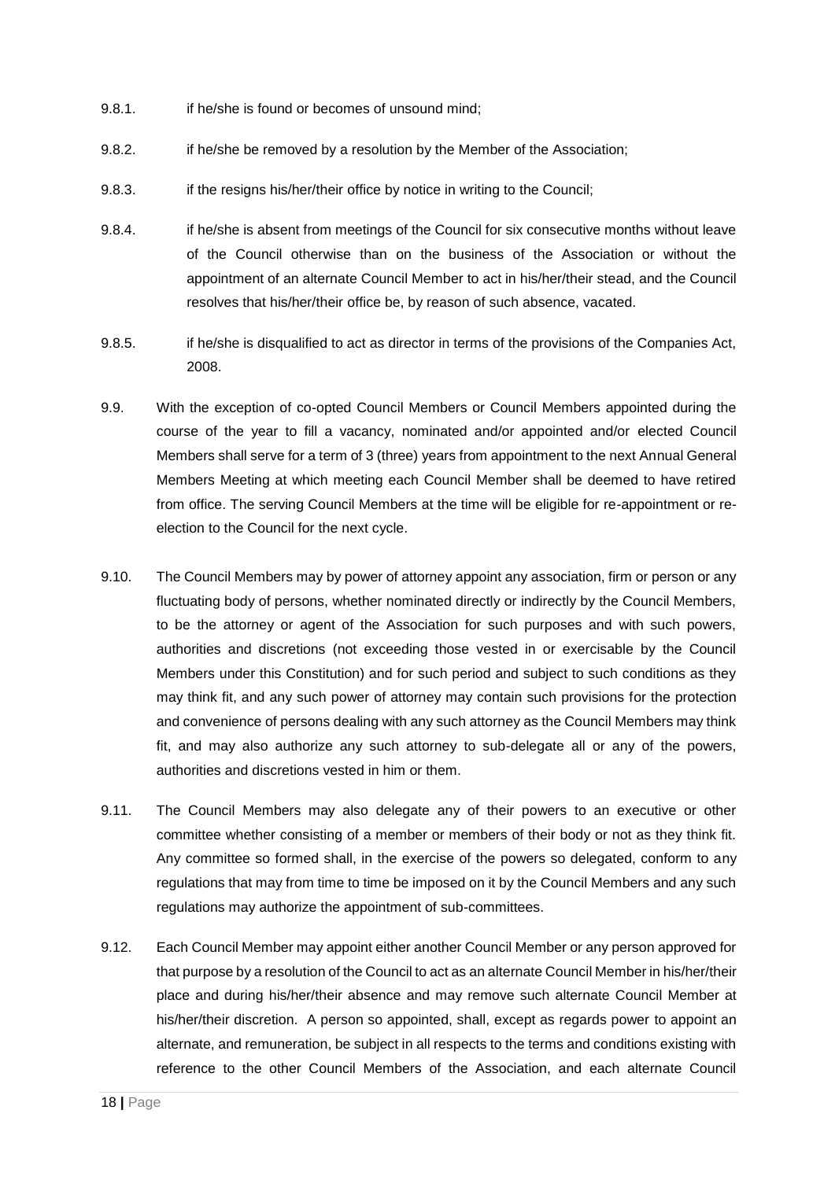9.8.1. if he/she is found or becomes of unsound mind;

9.8.2. if he/she be removed by a resolution by the Member of the Association;

9.8.3. if the resigns his/her/their office by notice in writing to the Council;

9.8.4. if he/she is absent from meetings of the Council for six consecutive months without leave of the Council otherwise than on the business of the Association or without the appointment of an alternate Council Member to act in his/her/their stead, and the Council resolves that his/her/their office be, by reason of such absence, vacated.

9.8.5. if he/she is disqualified to act as director in terms of the provisions of the Companies Act, 2008.

9.9. With the exception of co-opted Council Members or Council Members appointed during the course of the year to fill a vacancy, nominated and/or appointed and/or elected Council Members shall serve for a term of 3 (three) years from appointment to the next Annual General Members Meeting at which meeting each Council Member shall be deemed to have retired from office. The serving Council Members at the time will be eligible for re-appointment or re-election to the Council for the next cycle.

9.10. The Council Members may by power of attorney appoint any association, firm or person or any fluctuating body of persons, whether nominated directly or indirectly by the Council Members, to be the attorney or agent of the Association for such purposes and with such powers, authorities and discretions (not exceeding those vested in or exercisable by the Council Members under this Constitution) and for such period and subject to such conditions as they may think fit, and any such power of attorney may contain such provisions for the protection and convenience of persons dealing with any such attorney as the Council Members may think fit, and may also authorize any such attorney to sub-delegate all or any of the powers, authorities and discretions vested in him or them.

9.11. The Council Members may also delegate any of their powers to an executive or other committee whether consisting of a member or members of their body or not as they think fit. Any committee so formed shall, in the exercise of the powers so delegated, conform to any regulations that may from time to time be imposed on it by the Council Members and any such regulations may authorize the appointment of sub-committees.

9.12. Each Council Member may appoint either another Council Member or any person approved for that purpose by a resolution of the Council to act as an alternate Council Member in his/her/their place and during his/her/their absence and may remove such alternate Council Member at his/her/their discretion. A person so appointed, shall, except as regards power to appoint an alternate, and remuneration, be subject in all respects to the terms and conditions existing with reference to the other Council Members of the Association, and each alternate Council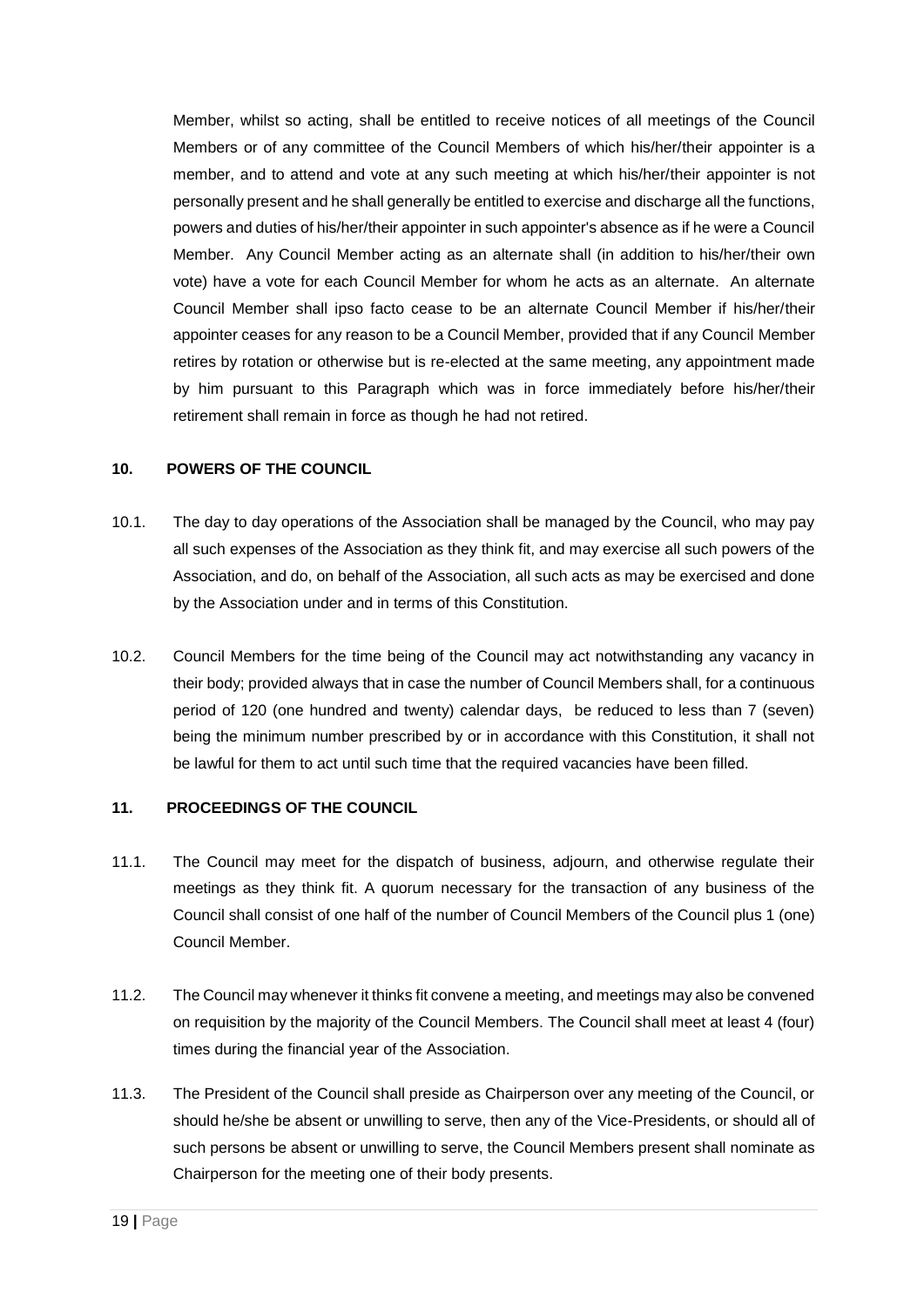Member, whilst so acting, shall be entitled to receive notices of all meetings of the Council Members or of any committee of the Council Members of which his/her/their appointer is a member, and to attend and vote at any such meeting at which his/her/their appointer is not personally present and he shall generally be entitled to exercise and discharge all the functions, powers and duties of his/her/their appointer in such appointer's absence as if he were a Council Member. Any Council Member acting as an alternate shall (in addition to his/her/their own vote) have a vote for each Council Member for whom he acts as an alternate. An alternate Council Member shall ipso facto cease to be an alternate Council Member if his/her/their appointer ceases for any reason to be a Council Member, provided that if any Council Member retires by rotation or otherwise but is re-elected at the same meeting, any appointment made by him pursuant to this Paragraph which was in force immediately before his/her/their retirement shall remain in force as though he had not retired.

## 10. POWERS OF THE COUNCIL

10.1. The day to day operations of the Association shall be managed by the Council, who may pay all such expenses of the Association as they think fit, and may exercise all such powers of the Association, and do, on behalf of the Association, all such acts as may be exercised and done by the Association under and in terms of this Constitution.

10.2. Council Members for the time being of the Council may act notwithstanding any vacancy in their body; provided always that in case the number of Council Members shall, for a continuous period of 120 (one hundred and twenty) calendar days, be reduced to less than 7 (seven) being the minimum number prescribed by or in accordance with this Constitution, it shall not be lawful for them to act until such time that the required vacancies have been filled.

## 11. PROCEEDINGS OF THE COUNCIL

11.1. The Council may meet for the dispatch of business, adjourn, and otherwise regulate their meetings as they think fit. A quorum necessary for the transaction of any business of the Council shall consist of one half of the number of Council Members of the Council plus 1 (one) Council Member.

11.2. The Council may whenever it thinks fit convene a meeting, and meetings may also be convened on requisition by the majority of the Council Members. The Council shall meet at least 4 (four) times during the financial year of the Association.

11.3. The President of the Council shall preside as Chairperson over any meeting of the Council, or should he/she be absent or unwilling to serve, then any of the Vice-Presidents, or should all of such persons be absent or unwilling to serve, the Council Members present shall nominate as Chairperson for the meeting one of their body presents.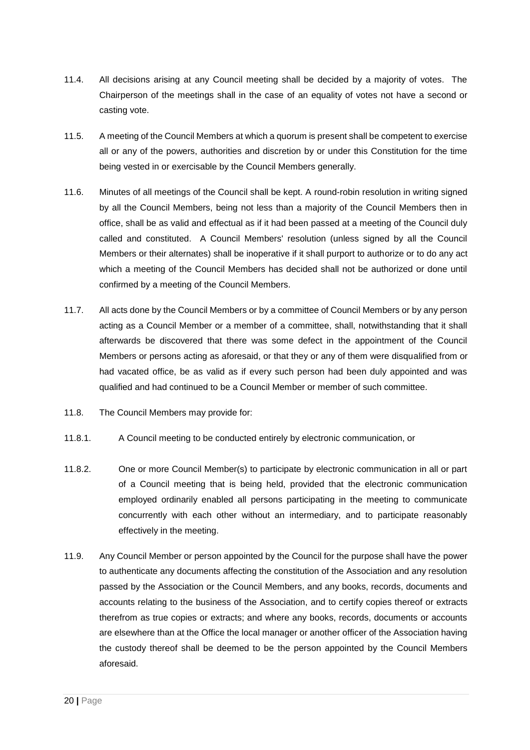11.4. All decisions arising at any Council meeting shall be decided by a majority of votes. The Chairperson of the meetings shall in the case of an equality of votes not have a second or casting vote.

11.5. A meeting of the Council Members at which a quorum is present shall be competent to exercise all or any of the powers, authorities and discretion by or under this Constitution for the time being vested in or exercisable by the Council Members generally.

11.6. Minutes of all meetings of the Council shall be kept. A round-robin resolution in writing signed by all the Council Members, being not less than a majority of the Council Members then in office, shall be as valid and effectual as if it had been passed at a meeting of the Council duly called and constituted. A Council Members' resolution (unless signed by all the Council Members or their alternates) shall be inoperative if it shall purport to authorize or to do any act which a meeting of the Council Members has decided shall not be authorized or done until confirmed by a meeting of the Council Members.

11.7. All acts done by the Council Members or by a committee of Council Members or by any person acting as a Council Member or a member of a committee, shall, notwithstanding that it shall afterwards be discovered that there was some defect in the appointment of the Council Members or persons acting as aforesaid, or that they or any of them were disqualified from or had vacated office, be as valid as if every such person had been duly appointed and was qualified and had continued to be a Council Member or member of such committee.

11.8. The Council Members may provide for:

11.8.1. A Council meeting to be conducted entirely by electronic communication, or

11.8.2. One or more Council Member(s) to participate by electronic communication in all or part of a Council meeting that is being held, provided that the electronic communication employed ordinarily enabled all persons participating in the meeting to communicate concurrently with each other without an intermediary, and to participate reasonably effectively in the meeting.

11.9. Any Council Member or person appointed by the Council for the purpose shall have the power to authenticate any documents affecting the constitution of the Association and any resolution passed by the Association or the Council Members, and any books, records, documents and accounts relating to the business of the Association, and to certify copies thereof or extracts therefrom as true copies or extracts; and where any books, records, documents or accounts are elsewhere than at the Office the local manager or another officer of the Association having the custody thereof shall be deemed to be the person appointed by the Council Members aforesaid.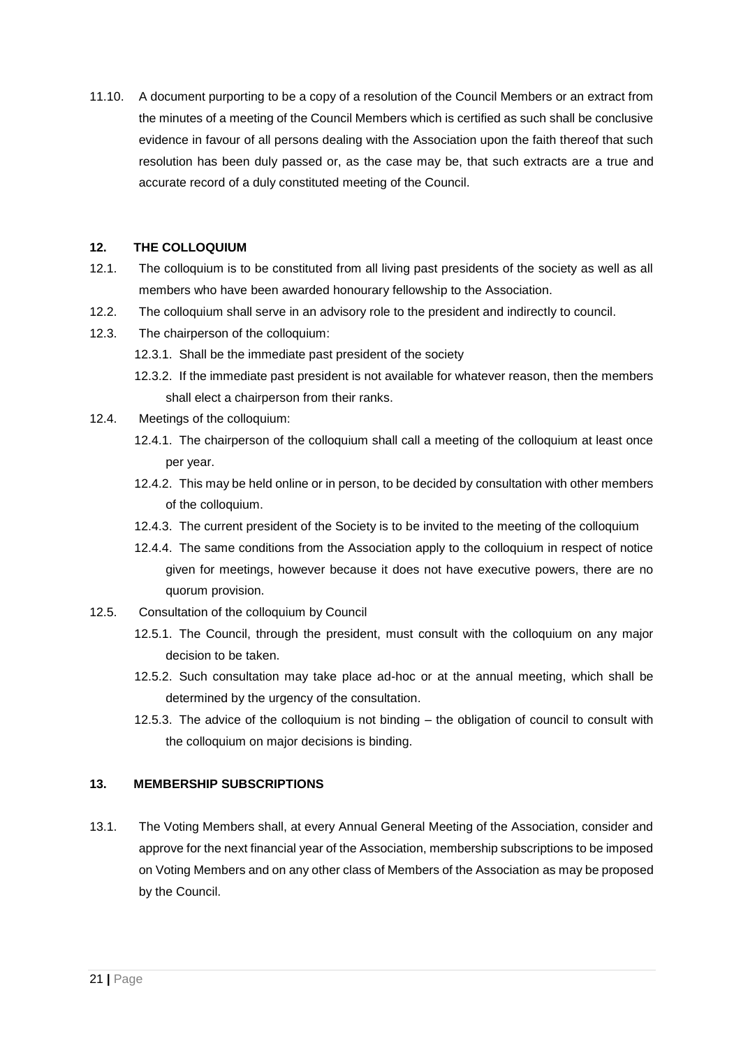11.10. A document purporting to be a copy of a resolution of the Council Members or an extract from the minutes of a meeting of the Council Members which is certified as such shall be conclusive evidence in favour of all persons dealing with the Association upon the faith thereof that such resolution has been duly passed or, as the case may be, that such extracts are a true and accurate record of a duly constituted meeting of the Council.

## 12. THE COLLOQUIUM

12.1. The colloquium is to be constituted from all living past presidents of the society as well as all members who have been awarded honourary fellowship to the Association.

12.2. The colloquium shall serve in an advisory role to the president and indirectly to council.

12.3. The chairperson of the colloquium:

- 12.3.1. Shall be the immediate past president of the society
- 12.3.2. If the immediate past president is not available for whatever reason, then the members shall elect a chairperson from their ranks.

12.4. Meetings of the colloquium:

- 12.4.1. The chairperson of the colloquium shall call a meeting of the colloquium at least once per year.
- 12.4.2. This may be held online or in person, to be decided by consultation with other members of the colloquium.
- 12.4.3. The current president of the Society is to be invited to the meeting of the colloquium
- 12.4.4. The same conditions from the Association apply to the colloquium in respect of notice given for meetings, however because it does not have executive powers, there are no quorum provision.

12.5. Consultation of the colloquium by Council

- 12.5.1. The Council, through the president, must consult with the colloquium on any major decision to be taken.
- 12.5.2. Such consultation may take place ad-hoc or at the annual meeting, which shall be determined by the urgency of the consultation.
- 12.5.3. The advice of the colloquium is not binding – the obligation of council to consult with the colloquium on major decisions is binding.

## 13. MEMBERSHIP SUBSCRIPTIONS

13.1. The Voting Members shall, at every Annual General Meeting of the Association, consider and approve for the next financial year of the Association, membership subscriptions to be imposed on Voting Members and on any other class of Members of the Association as may be proposed by the Council.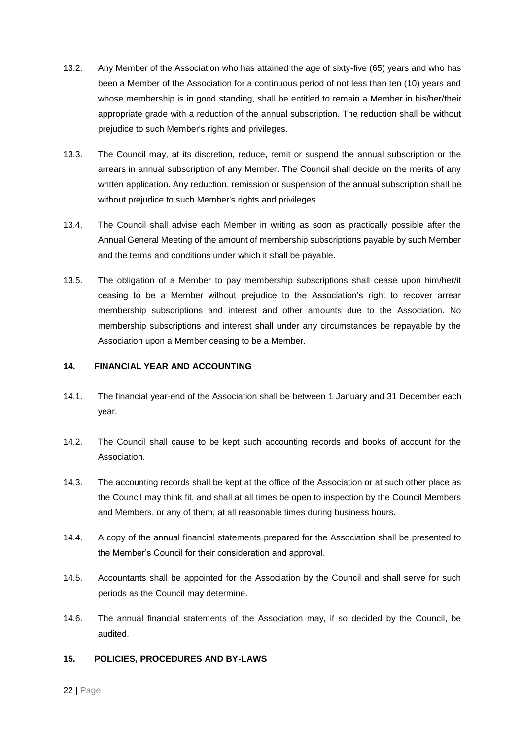13.2. Any Member of the Association who has attained the age of sixty-five (65) years and who has been a Member of the Association for a continuous period of not less than ten (10) years and whose membership is in good standing, shall be entitled to remain a Member in his/her/their appropriate grade with a reduction of the annual subscription. The reduction shall be without prejudice to such Member's rights and privileges.

13.3. The Council may, at its discretion, reduce, remit or suspend the annual subscription or the arrears in annual subscription of any Member. The Council shall decide on the merits of any written application. Any reduction, remission or suspension of the annual subscription shall be without prejudice to such Member's rights and privileges.

13.4. The Council shall advise each Member in writing as soon as practically possible after the Annual General Meeting of the amount of membership subscriptions payable by such Member and the terms and conditions under which it shall be payable.

13.5. The obligation of a Member to pay membership subscriptions shall cease upon him/her/it ceasing to be a Member without prejudice to the Association's right to recover arrear membership subscriptions and interest and other amounts due to the Association. No membership subscriptions and interest shall under any circumstances be repayable by the Association upon a Member ceasing to be a Member.

## 14. FINANCIAL YEAR AND ACCOUNTING

14.1. The financial year-end of the Association shall be between 1 January and 31 December each year.

14.2. The Council shall cause to be kept such accounting records and books of account for the Association.

14.3. The accounting records shall be kept at the office of the Association or at such other place as the Council may think fit, and shall at all times be open to inspection by the Council Members and Members, or any of them, at all reasonable times during business hours.

14.4. A copy of the annual financial statements prepared for the Association shall be presented to the Member's Council for their consideration and approval.

14.5. Accountants shall be appointed for the Association by the Council and shall serve for such periods as the Council may determine.

14.6. The annual financial statements of the Association may, if so decided by the Council, be audited.

## 15. POLICIES, PROCEDURES AND BY-LAWS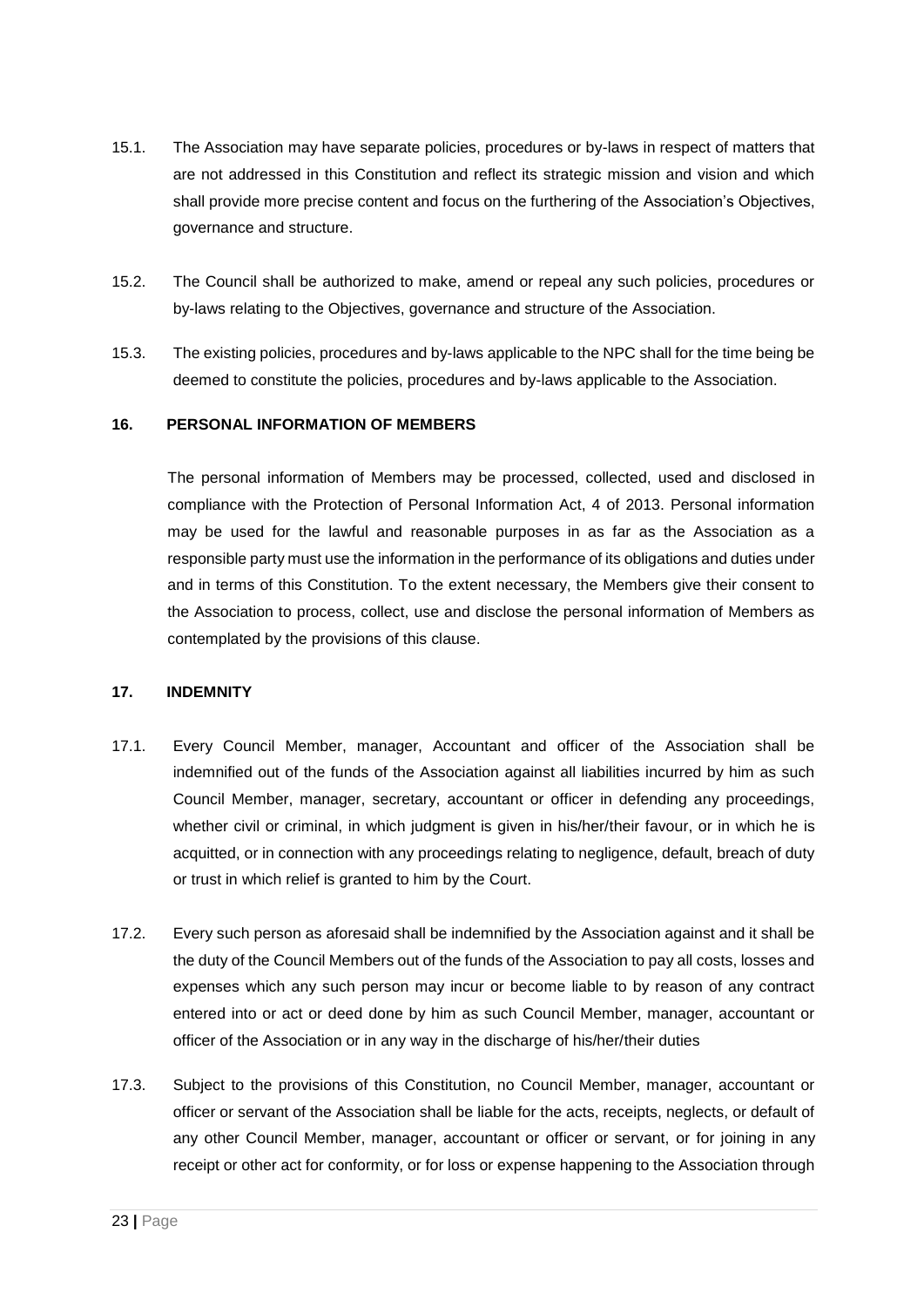15.1. The Association may have separate policies, procedures or by-laws in respect of matters that are not addressed in this Constitution and reflect its strategic mission and vision and which shall provide more precise content and focus on the furthering of the Association's Objectives, governance and structure.

15.2. The Council shall be authorized to make, amend or repeal any such policies, procedures or by-laws relating to the Objectives, governance and structure of the Association.

15.3. The existing policies, procedures and by-laws applicable to the NPC shall for the time being be deemed to constitute the policies, procedures and by-laws applicable to the Association.

## 16. PERSONAL INFORMATION OF MEMBERS

The personal information of Members may be processed, collected, used and disclosed in compliance with the Protection of Personal Information Act, 4 of 2013. Personal information may be used for the lawful and reasonable purposes in as far as the Association as a responsible party must use the information in the performance of its obligations and duties under and in terms of this Constitution. To the extent necessary, the Members give their consent to the Association to process, collect, use and disclose the personal information of Members as contemplated by the provisions of this clause.

## 17. INDEMNITY

17.1. Every Council Member, manager, Accountant and officer of the Association shall be indemnified out of the funds of the Association against all liabilities incurred by him as such Council Member, manager, secretary, accountant or officer in defending any proceedings, whether civil or criminal, in which judgment is given in his/her/their favour, or in which he is acquitted, or in connection with any proceedings relating to negligence, default, breach of duty or trust in which relief is granted to him by the Court.

17.2. Every such person as aforesaid shall be indemnified by the Association against and it shall be the duty of the Council Members out of the funds of the Association to pay all costs, losses and expenses which any such person may incur or become liable to by reason of any contract entered into or act or deed done by him as such Council Member, manager, accountant or officer of the Association or in any way in the discharge of his/her/their duties

17.3. Subject to the provisions of this Constitution, no Council Member, manager, accountant or officer or servant of the Association shall be liable for the acts, receipts, neglects, or default of any other Council Member, manager, accountant or officer or servant, or for joining in any receipt or other act for conformity, or for loss or expense happening to the Association through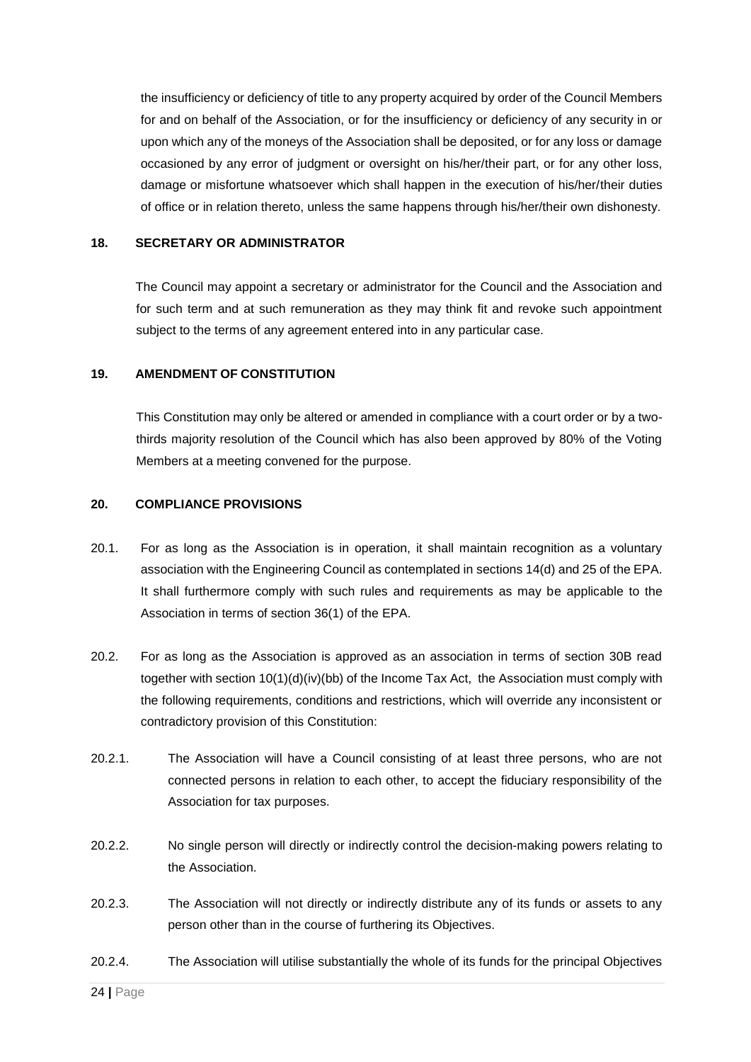the insufficiency or deficiency of title to any property acquired by order of the Council Members for and on behalf of the Association, or for the insufficiency or deficiency of any security in or upon which any of the moneys of the Association shall be deposited, or for any loss or damage occasioned by any error of judgment or oversight on his/her/their part, or for any other loss, damage or misfortune whatsoever which shall happen in the execution of his/her/their duties of office or in relation thereto, unless the same happens through his/her/their own dishonesty.

**18. SECRETARY OR ADMINISTRATOR**

The Council may appoint a secretary or administrator for the Council and the Association and for such term and at such remuneration as they may think fit and revoke such appointment subject to the terms of any agreement entered into in any particular case.

**19. AMENDMENT OF CONSTITUTION**

This Constitution may only be altered or amended in compliance with a court order or by a two-thirds majority resolution of the Council which has also been approved by 80% of the Voting Members at a meeting convened for the purpose.

**20. COMPLIANCE PROVISIONS**

20.1. For as long as the Association is in operation, it shall maintain recognition as a voluntary association with the Engineering Council as contemplated in sections 14(d) and 25 of the EPA. It shall furthermore comply with such rules and requirements as may be applicable to the Association in terms of section 36(1) of the EPA.

20.2. For as long as the Association is approved as an association in terms of section 30B read together with section 10(1)(d)(iv)(bb) of the Income Tax Act, the Association must comply with the following requirements, conditions and restrictions, which will override any inconsistent or contradictory provision of this Constitution:

20.2.1. The Association will have a Council consisting of at least three persons, who are not connected persons in relation to each other, to accept the fiduciary responsibility of the Association for tax purposes.

20.2.2. No single person will directly or indirectly control the decision-making powers relating to the Association.

20.2.3. The Association will not directly or indirectly distribute any of its funds or assets to any person other than in the course of furthering its Objectives.

20.2.4. The Association will utilise substantially the whole of its funds for the principal Objectives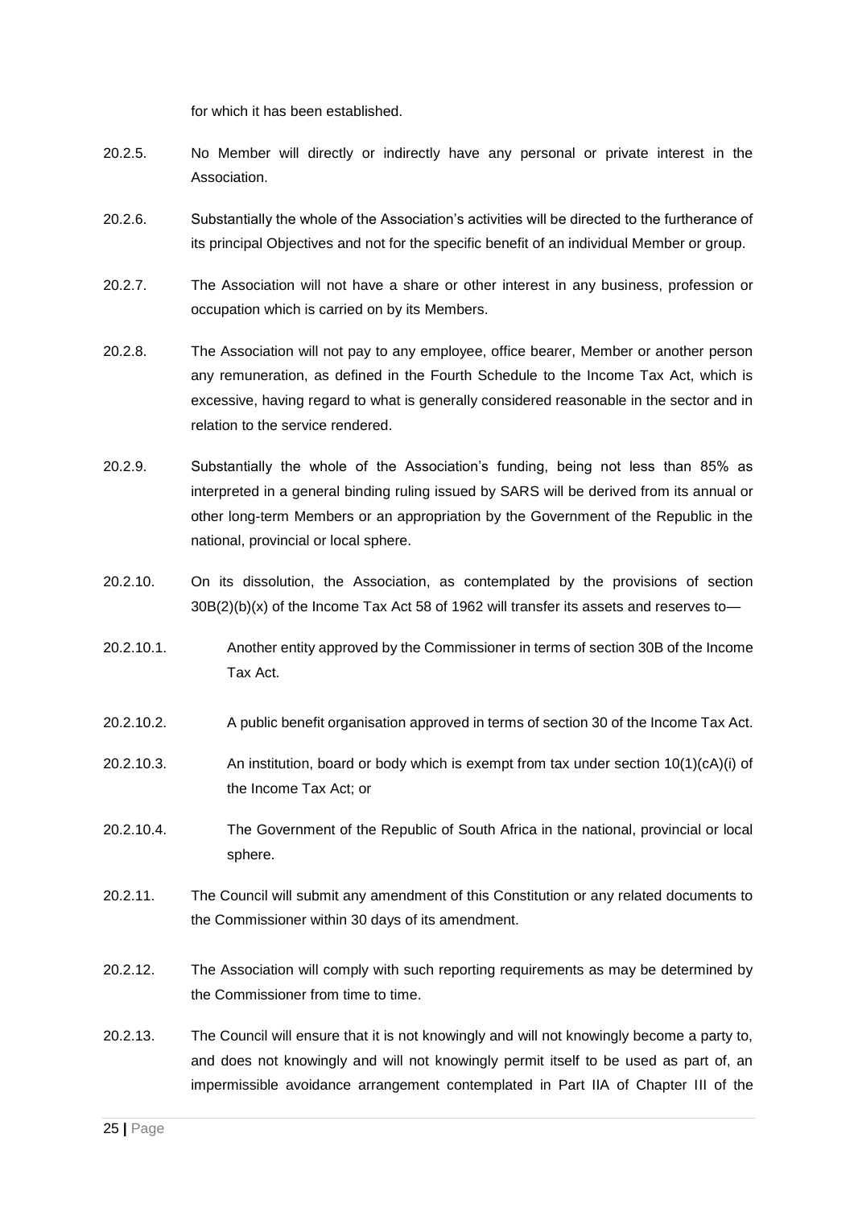for which it has been established.

20.2.5. No Member will directly or indirectly have any personal or private interest in the Association.

20.2.6. Substantially the whole of the Association's activities will be directed to the furtherance of its principal Objectives and not for the specific benefit of an individual Member or group.

20.2.7. The Association will not have a share or other interest in any business, profession or occupation which is carried on by its Members.

20.2.8. The Association will not pay to any employee, office bearer, Member or another person any remuneration, as defined in the Fourth Schedule to the Income Tax Act, which is excessive, having regard to what is generally considered reasonable in the sector and in relation to the service rendered.

20.2.9. Substantially the whole of the Association's funding, being not less than 85% as interpreted in a general binding ruling issued by SARS will be derived from its annual or other long-term Members or an appropriation by the Government of the Republic in the national, provincial or local sphere.

20.2.10. On its dissolution, the Association, as contemplated by the provisions of section 30B(2)(b)(x) of the Income Tax Act 58 of 1962 will transfer its assets and reserves to—

20.2.10.1. Another entity approved by the Commissioner in terms of section 30B of the Income Tax Act.

20.2.10.2. A public benefit organisation approved in terms of section 30 of the Income Tax Act.

20.2.10.3. An institution, board or body which is exempt from tax under section 10(1)(cA)(i) of the Income Tax Act; or

20.2.10.4. The Government of the Republic of South Africa in the national, provincial or local sphere.

20.2.11. The Council will submit any amendment of this Constitution or any related documents to the Commissioner within 30 days of its amendment.

20.2.12. The Association will comply with such reporting requirements as may be determined by the Commissioner from time to time.

20.2.13. The Council will ensure that it is not knowingly and will not knowingly become a party to, and does not knowingly and will not knowingly permit itself to be used as part of, an impermissible avoidance arrangement contemplated in Part IIA of Chapter III of the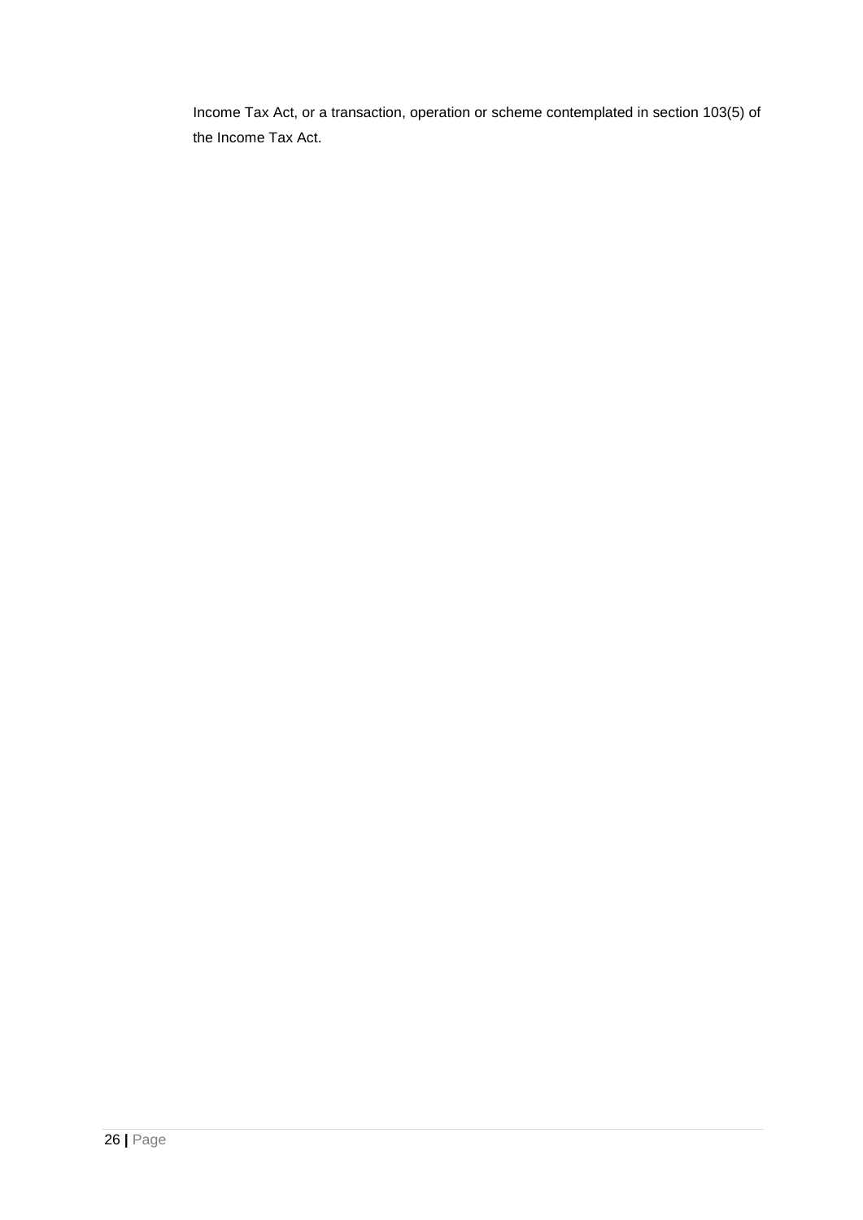Income Tax Act, or a transaction, operation or scheme contemplated in section 103(5) of the Income Tax Act.